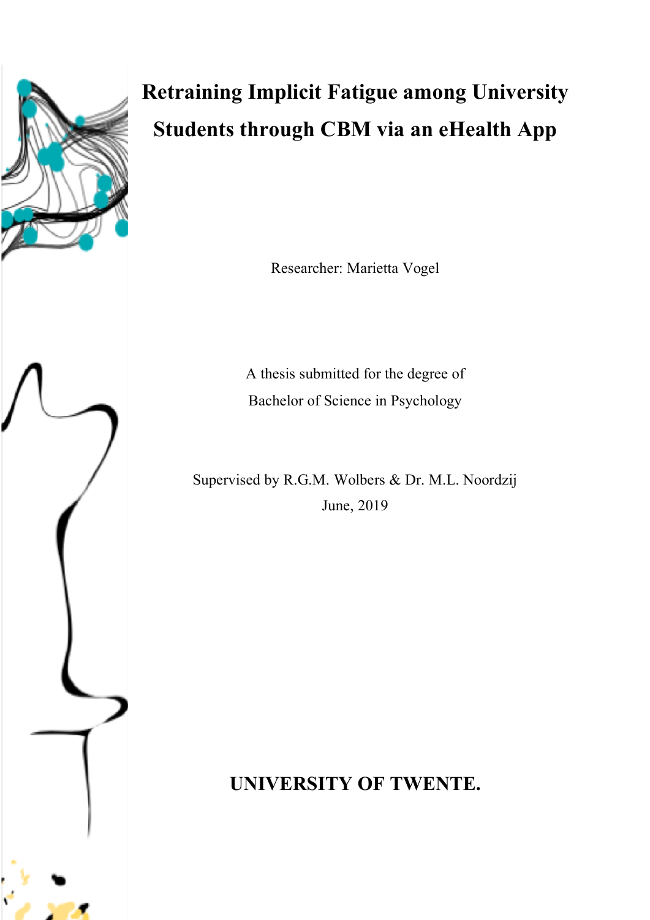# Retraining Implicit Fatigue among University Students through CBM via an eHealth App

Researcher: Marietta Vogel

A thesis submitted for the degree of
Bachelor of Science in Psychology

Supervised by R.G.M. Wolbers & Dr. M.L. Noordzij
June, 2019

**UNIVERSITY OF TWENTE.**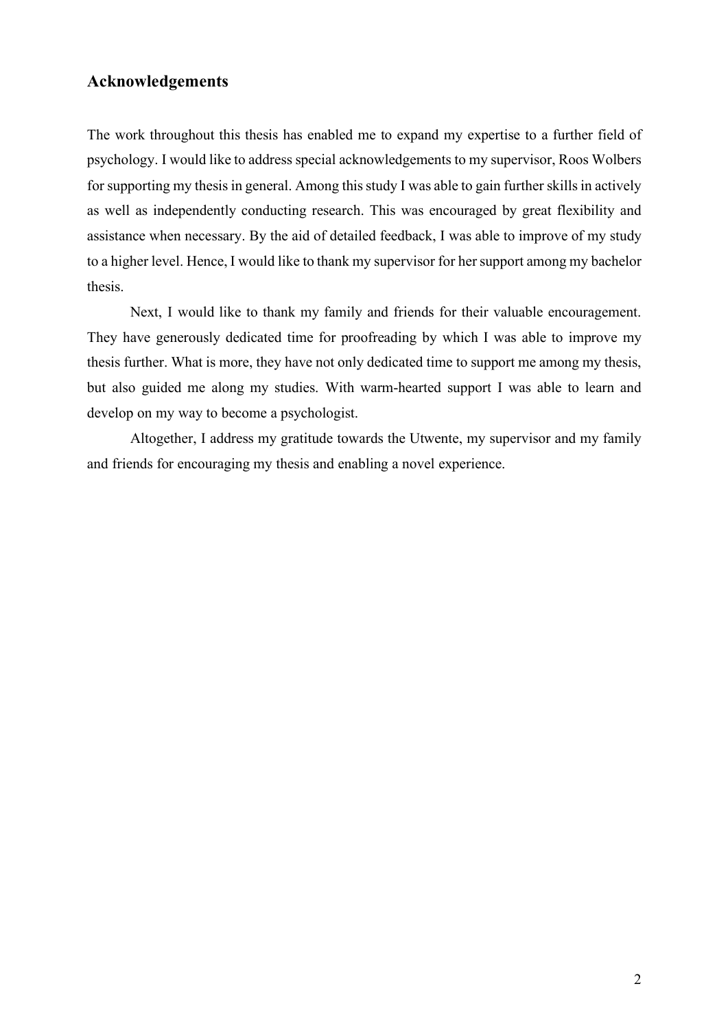## Acknowledgements

The work throughout this thesis has enabled me to expand my expertise to a further field of psychology. I would like to address special acknowledgements to my supervisor, Roos Wolbers for supporting my thesis in general. Among this study I was able to gain further skills in actively as well as independently conducting research. This was encouraged by great flexibility and assistance when necessary. By the aid of detailed feedback, I was able to improve of my study to a higher level. Hence, I would like to thank my supervisor for her support among my bachelor thesis.

Next, I would like to thank my family and friends for their valuable encouragement. They have generously dedicated time for proofreading by which I was able to improve my thesis further. What is more, they have not only dedicated time to support me among my thesis, but also guided me along my studies. With warm-hearted support I was able to learn and develop on my way to become a psychologist.

Altogether, I address my gratitude towards the Utwente, my supervisor and my family and friends for encouraging my thesis and enabling a novel experience.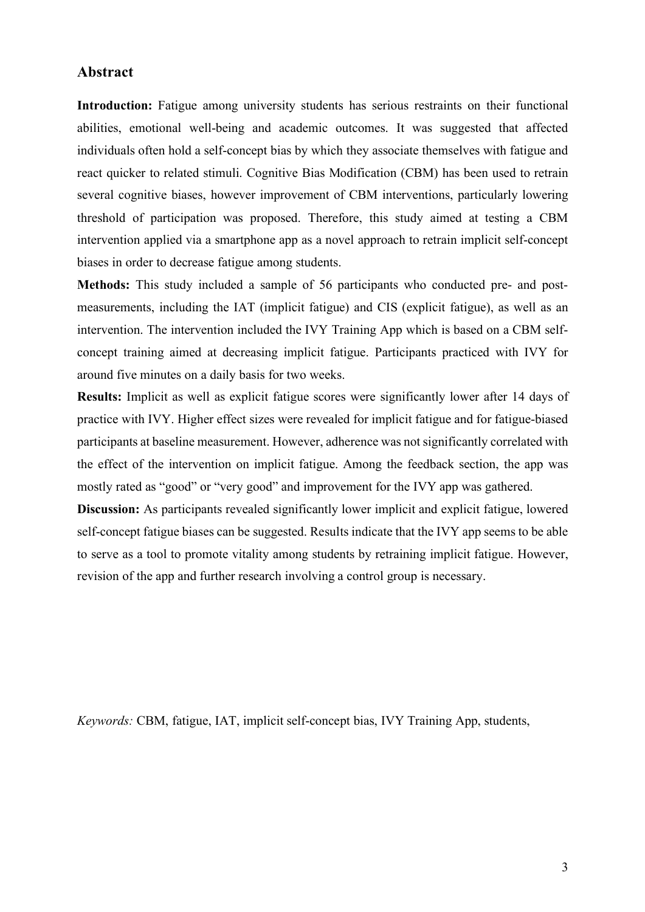## Abstract

**Introduction:** Fatigue among university students has serious restraints on their functional abilities, emotional well-being and academic outcomes. It was suggested that affected individuals often hold a self-concept bias by which they associate themselves with fatigue and react quicker to related stimuli. Cognitive Bias Modification (CBM) has been used to retrain several cognitive biases, however improvement of CBM interventions, particularly lowering threshold of participation was proposed. Therefore, this study aimed at testing a CBM intervention applied via a smartphone app as a novel approach to retrain implicit self-concept biases in order to decrease fatigue among students.

**Methods:** This study included a sample of 56 participants who conducted pre- and post-measurements, including the IAT (implicit fatigue) and CIS (explicit fatigue), as well as an intervention. The intervention included the IVY Training App which is based on a CBM self-concept training aimed at decreasing implicit fatigue. Participants practiced with IVY for around five minutes on a daily basis for two weeks.

**Results:** Implicit as well as explicit fatigue scores were significantly lower after 14 days of practice with IVY. Higher effect sizes were revealed for implicit fatigue and for fatigue-biased participants at baseline measurement. However, adherence was not significantly correlated with the effect of the intervention on implicit fatigue. Among the feedback section, the app was mostly rated as "good" or "very good" and improvement for the IVY app was gathered.

**Discussion:** As participants revealed significantly lower implicit and explicit fatigue, lowered self-concept fatigue biases can be suggested. Results indicate that the IVY app seems to be able to serve as a tool to promote vitality among students by retraining implicit fatigue. However, revision of the app and further research involving a control group is necessary.

*Keywords:* CBM, fatigue, IAT, implicit self-concept bias, IVY Training App, students,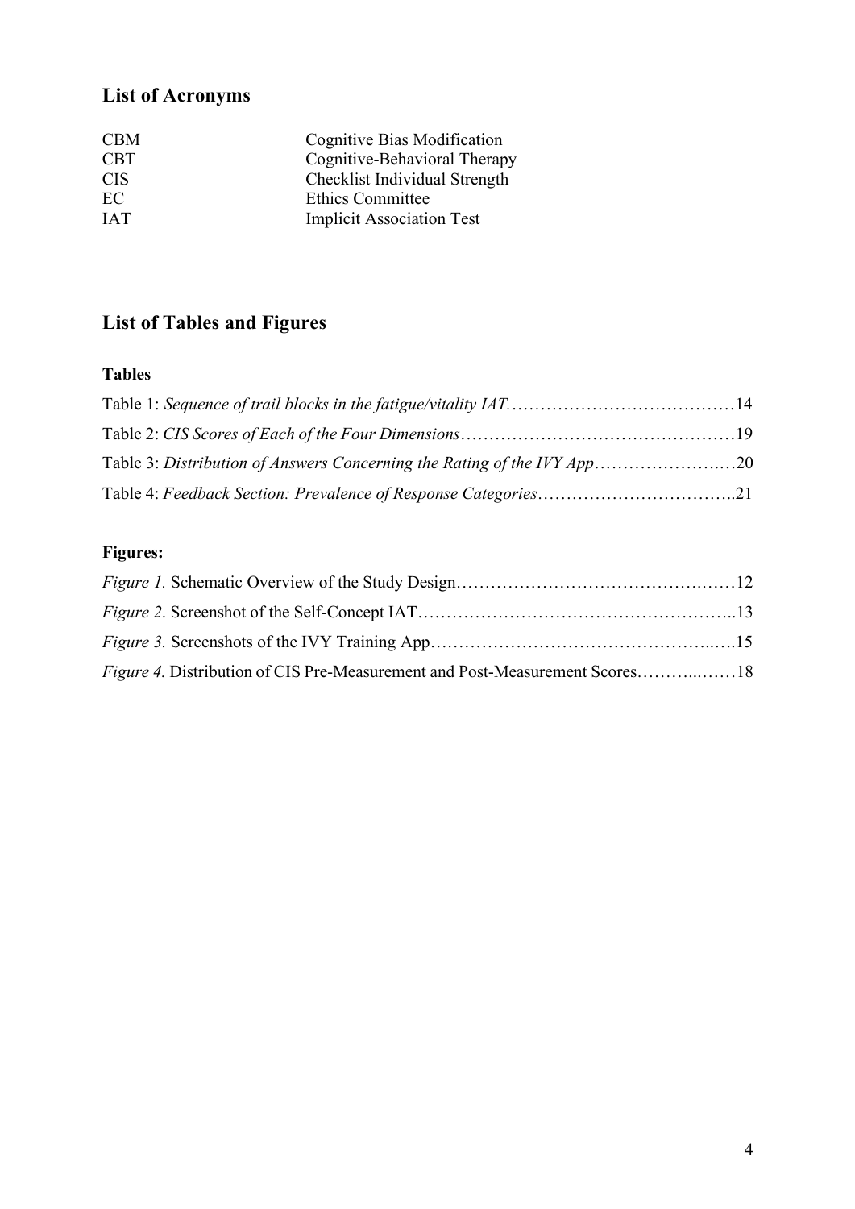## List of Acronyms

| | |
|---|---|
| CBM | Cognitive Bias Modification |
| CBT | Cognitive-Behavioral Therapy |
| CIS | Checklist Individual Strength |
| EC | Ethics Committee |
| IAT | Implicit Association Test |

## List of Tables and Figures

### Tables

Table 1: *Sequence of trail blocks in the fatigue/vitality IAT*…………………………………14

Table 2: *CIS Scores of Each of the Four Dimensions*…………………………………………19

Table 3: *Distribution of Answers Concerning the Rating of the IVY App*…………………….…20

Table 4: *Feedback Section: Prevalence of Response Categories*……………………………..21

### Figures:

*Figure 1.* Schematic Overview of the Study Design………………………………………….…12

*Figure 2*. Screenshot of the Self-Concept IAT………………………………………………..13

*Figure 3.* Screenshots of the IVY Training App…………………………………………...….15

*Figure 4.* Distribution of CIS Pre-Measurement and Post-Measurement Scores………..……18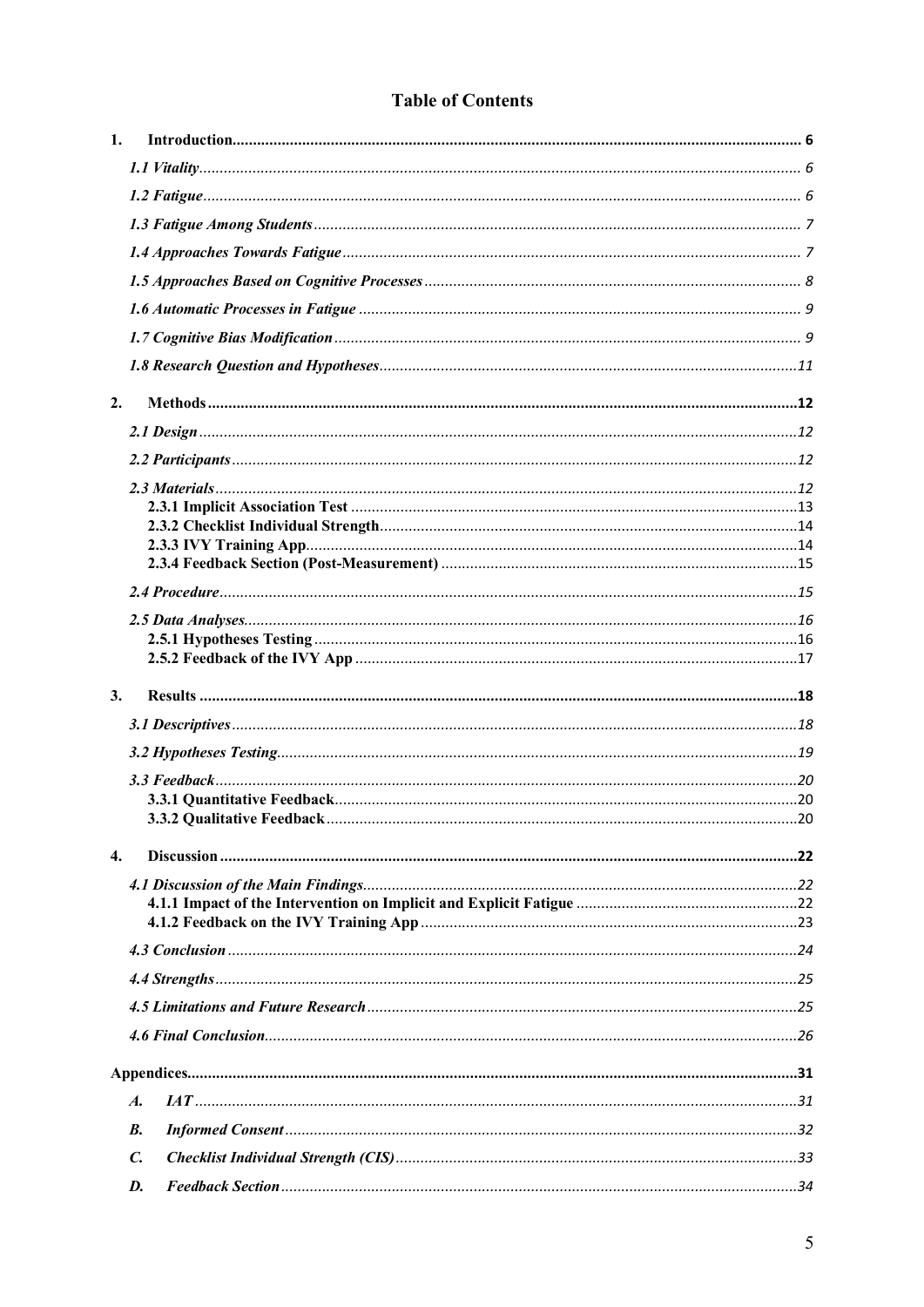# Table of Contents

1. **Introduction** ........ 6
   - *1.1 Vitality* ........ 6
   - *1.2 Fatigue* ........ 6
   - *1.3 Fatigue Among Students* ........ 7
   - *1.4 Approaches Towards Fatigue* ........ 7
   - *1.5 Approaches Based on Cognitive Processes* ........ 8
   - *1.6 Automatic Processes in Fatigue* ........ 9
   - *1.7 Cognitive Bias Modification* ........ 9
   - *1.8 Research Question and Hypotheses* ........ 11
2. **Methods** ........ 12
   - *2.1 Design* ........ 12
   - *2.2 Participants* ........ 12
   - *2.3 Materials* ........ 12
     - **2.3.1 Implicit Association Test** ........ 13
     - **2.3.2 Checklist Individual Strength** ........ 14
     - **2.3.3 IVY Training App** ........ 14
     - **2.3.4 Feedback Section (Post-Measurement)** ........ 15
   - *2.4 Procedure* ........ 15
   - *2.5 Data Analyses* ........ 16
     - **2.5.1 Hypotheses Testing** ........ 16
     - **2.5.2 Feedback of the IVY App** ........ 17
3. **Results** ........ 18
   - *3.1 Descriptives* ........ 18
   - *3.2 Hypotheses Testing* ........ 19
   - *3.3 Feedback* ........ 20
     - **3.3.1 Quantitative Feedback** ........ 20
     - **3.3.2 Qualitative Feedback** ........ 20
4. **Discussion** ........ 22
   - *4.1 Discussion of the Main Findings* ........ 22
     - **4.1.1 Impact of the Intervention on Implicit and Explicit Fatigue** ........ 22
     - **4.1.2 Feedback on the IVY Training App** ........ 23
   - *4.3 Conclusion* ........ 24
   - *4.4 Strengths* ........ 25
   - *4.5 Limitations and Future Research* ........ 25
   - *4.6 Final Conclusion* ........ 26

**Appendices** ........ 31

- ***A.*** *IAT* ........ 31
- ***B.*** *Informed Consent* ........ 32
- ***C.*** *Checklist Individual Strength (CIS)* ........ 33
- ***D.*** *Feedback Section* ........ 34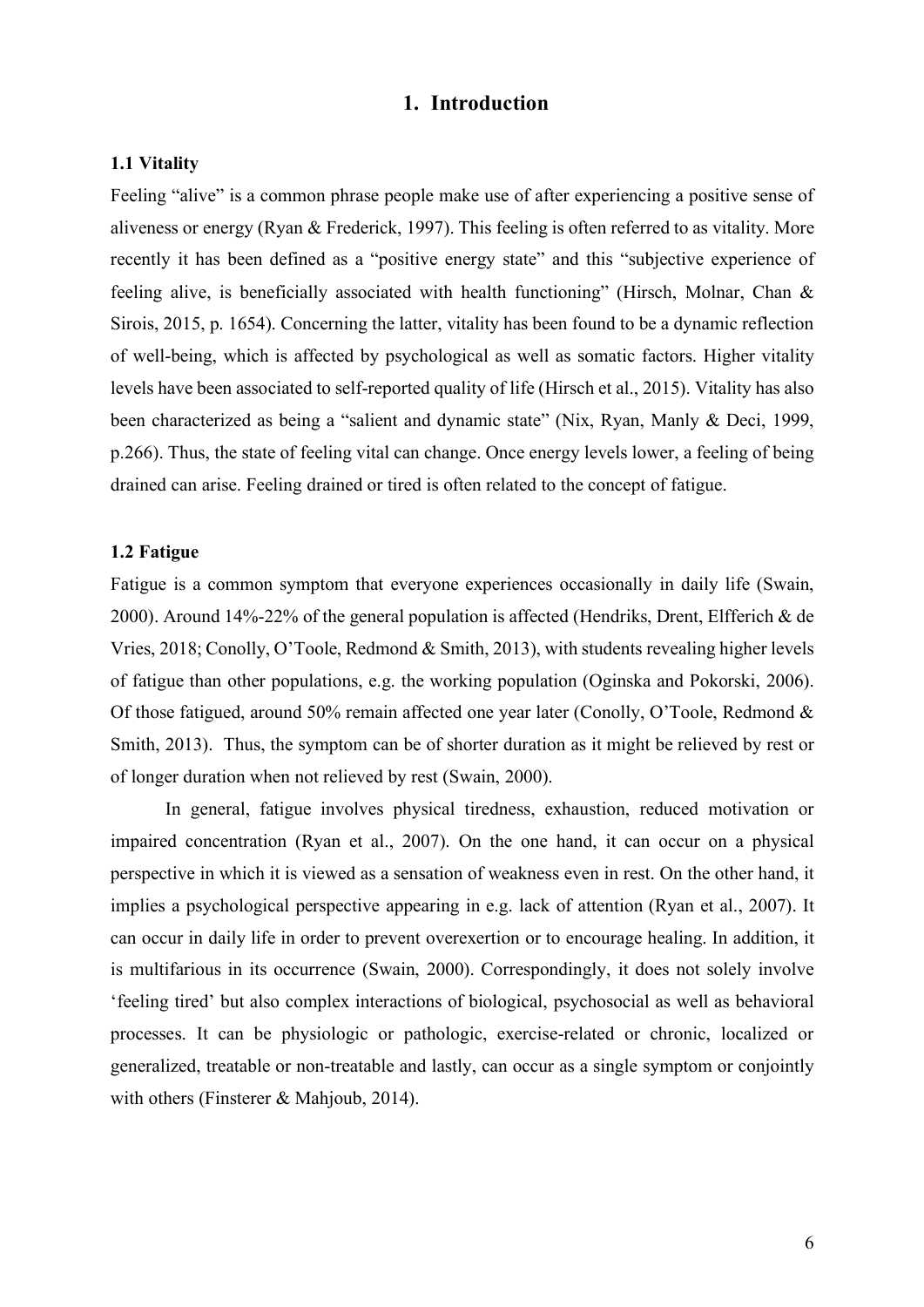# 1. Introduction

## 1.1 Vitality

Feeling "alive" is a common phrase people make use of after experiencing a positive sense of aliveness or energy (Ryan & Frederick, 1997). This feeling is often referred to as vitality. More recently it has been defined as a "positive energy state" and this "subjective experience of feeling alive, is beneficially associated with health functioning" (Hirsch, Molnar, Chan & Sirois, 2015, p. 1654). Concerning the latter, vitality has been found to be a dynamic reflection of well-being, which is affected by psychological as well as somatic factors. Higher vitality levels have been associated to self-reported quality of life (Hirsch et al., 2015). Vitality has also been characterized as being a "salient and dynamic state" (Nix, Ryan, Manly & Deci, 1999, p.266). Thus, the state of feeling vital can change. Once energy levels lower, a feeling of being drained can arise. Feeling drained or tired is often related to the concept of fatigue.

## 1.2 Fatigue

Fatigue is a common symptom that everyone experiences occasionally in daily life (Swain, 2000). Around 14%-22% of the general population is affected (Hendriks, Drent, Elfferich & de Vries, 2018; Conolly, O'Toole, Redmond & Smith, 2013), with students revealing higher levels of fatigue than other populations, e.g. the working population (Oginska and Pokorski, 2006). Of those fatigued, around 50% remain affected one year later (Conolly, O'Toole, Redmond & Smith, 2013). Thus, the symptom can be of shorter duration as it might be relieved by rest or of longer duration when not relieved by rest (Swain, 2000).

In general, fatigue involves physical tiredness, exhaustion, reduced motivation or impaired concentration (Ryan et al., 2007). On the one hand, it can occur on a physical perspective in which it is viewed as a sensation of weakness even in rest. On the other hand, it implies a psychological perspective appearing in e.g. lack of attention (Ryan et al., 2007). It can occur in daily life in order to prevent overexertion or to encourage healing. In addition, it is multifarious in its occurrence (Swain, 2000). Correspondingly, it does not solely involve 'feeling tired' but also complex interactions of biological, psychosocial as well as behavioral processes. It can be physiologic or pathologic, exercise-related or chronic, localized or generalized, treatable or non-treatable and lastly, can occur as a single symptom or conjointly with others (Finsterer & Mahjoub, 2014).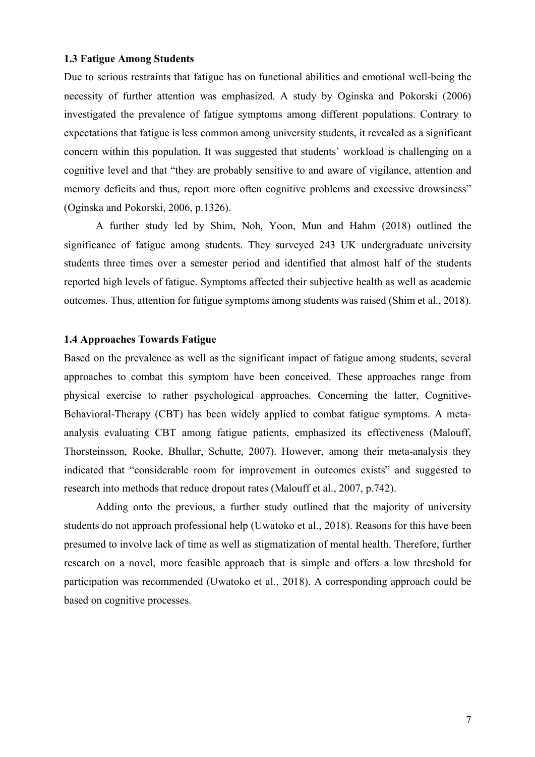### 1.3 Fatigue Among Students

Due to serious restraints that fatigue has on functional abilities and emotional well-being the necessity of further attention was emphasized. A study by Oginska and Pokorski (2006) investigated the prevalence of fatigue symptoms among different populations. Contrary to expectations that fatigue is less common among university students, it revealed as a significant concern within this population. It was suggested that students' workload is challenging on a cognitive level and that "they are probably sensitive to and aware of vigilance, attention and memory deficits and thus, report more often cognitive problems and excessive drowsiness" (Oginska and Pokorski, 2006, p.1326).

A further study led by Shim, Noh, Yoon, Mun and Hahm (2018) outlined the significance of fatigue among students. They surveyed 243 UK undergraduate university students three times over a semester period and identified that almost half of the students reported high levels of fatigue. Symptoms affected their subjective health as well as academic outcomes. Thus, attention for fatigue symptoms among students was raised (Shim et al., 2018).

### 1.4 Approaches Towards Fatigue

Based on the prevalence as well as the significant impact of fatigue among students, several approaches to combat this symptom have been conceived. These approaches range from physical exercise to rather psychological approaches. Concerning the latter, Cognitive-Behavioral-Therapy (CBT) has been widely applied to combat fatigue symptoms. A meta-analysis evaluating CBT among fatigue patients, emphasized its effectiveness (Malouff, Thorsteinsson, Rooke, Bhullar, Schutte, 2007). However, among their meta-analysis they indicated that "considerable room for improvement in outcomes exists" and suggested to research into methods that reduce dropout rates (Malouff et al., 2007, p.742).

Adding onto the previous, a further study outlined that the majority of university students do not approach professional help (Uwatoko et al., 2018). Reasons for this have been presumed to involve lack of time as well as stigmatization of mental health. Therefore, further research on a novel, more feasible approach that is simple and offers a low threshold for participation was recommended (Uwatoko et al., 2018). A corresponding approach could be based on cognitive processes.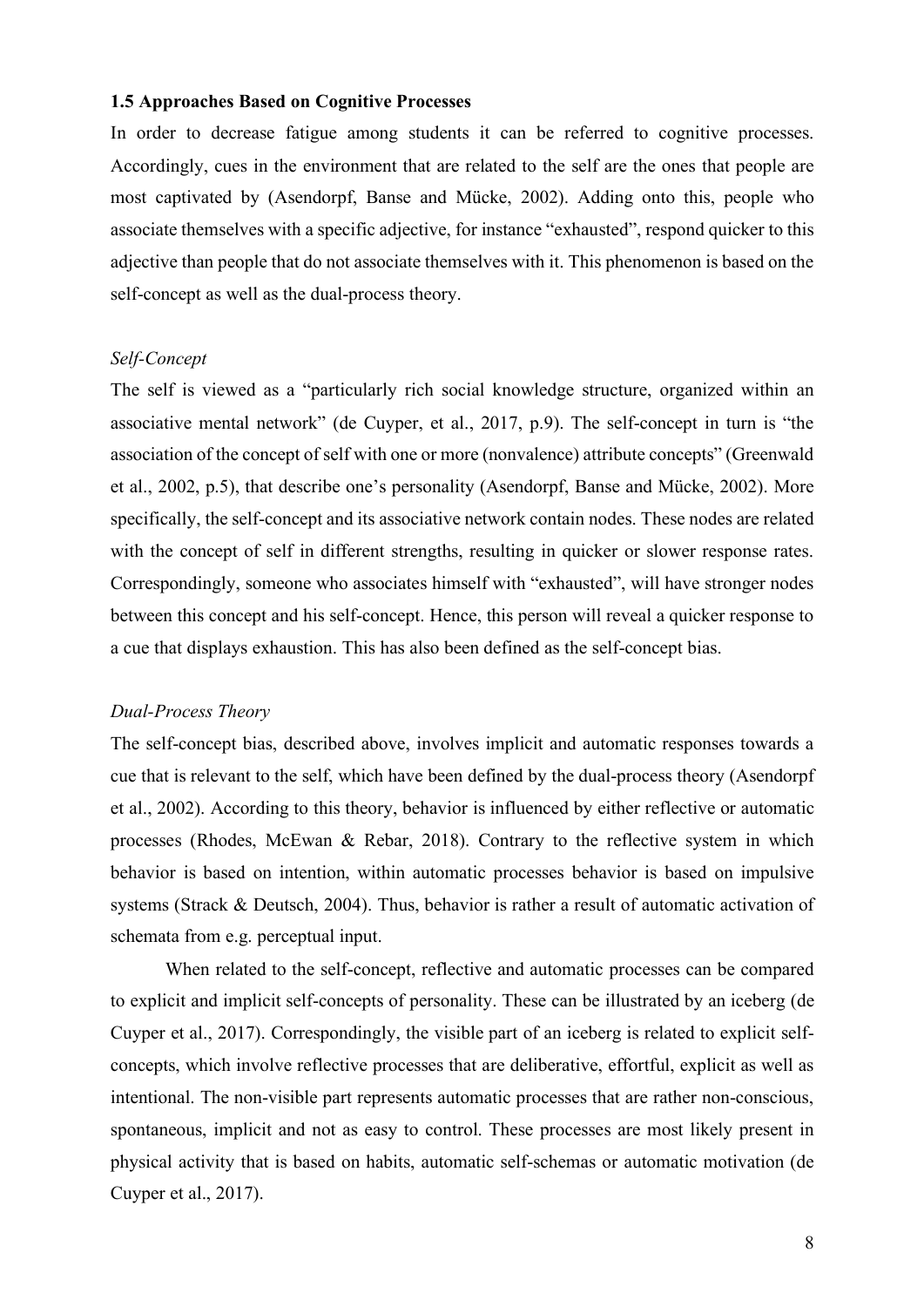### 1.5 Approaches Based on Cognitive Processes

In order to decrease fatigue among students it can be referred to cognitive processes. Accordingly, cues in the environment that are related to the self are the ones that people are most captivated by (Asendorpf, Banse and Mücke, 2002). Adding onto this, people who associate themselves with a specific adjective, for instance "exhausted", respond quicker to this adjective than people that do not associate themselves with it. This phenomenon is based on the self-concept as well as the dual-process theory.

*Self-Concept*

The self is viewed as a "particularly rich social knowledge structure, organized within an associative mental network" (de Cuyper, et al., 2017, p.9). The self-concept in turn is "the association of the concept of self with one or more (nonvalence) attribute concepts" (Greenwald et al., 2002, p.5), that describe one's personality (Asendorpf, Banse and Mücke, 2002). More specifically, the self-concept and its associative network contain nodes. These nodes are related with the concept of self in different strengths, resulting in quicker or slower response rates. Correspondingly, someone who associates himself with "exhausted", will have stronger nodes between this concept and his self-concept. Hence, this person will reveal a quicker response to a cue that displays exhaustion. This has also been defined as the self-concept bias.

*Dual-Process Theory*

The self-concept bias, described above, involves implicit and automatic responses towards a cue that is relevant to the self, which have been defined by the dual-process theory (Asendorpf et al., 2002). According to this theory, behavior is influenced by either reflective or automatic processes (Rhodes, McEwan & Rebar, 2018). Contrary to the reflective system in which behavior is based on intention, within automatic processes behavior is based on impulsive systems (Strack & Deutsch, 2004). Thus, behavior is rather a result of automatic activation of schemata from e.g. perceptual input.

When related to the self-concept, reflective and automatic processes can be compared to explicit and implicit self-concepts of personality. These can be illustrated by an iceberg (de Cuyper et al., 2017). Correspondingly, the visible part of an iceberg is related to explicit self-concepts, which involve reflective processes that are deliberative, effortful, explicit as well as intentional. The non-visible part represents automatic processes that are rather non-conscious, spontaneous, implicit and not as easy to control. These processes are most likely present in physical activity that is based on habits, automatic self-schemas or automatic motivation (de Cuyper et al., 2017).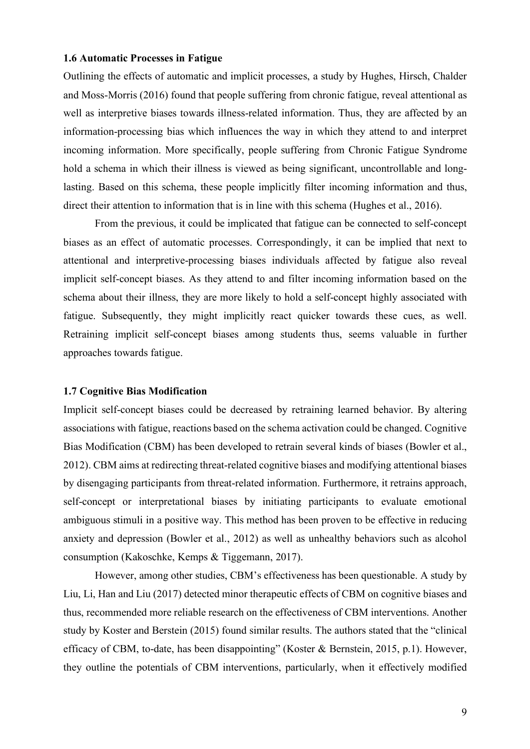### 1.6 Automatic Processes in Fatigue

Outlining the effects of automatic and implicit processes, a study by Hughes, Hirsch, Chalder and Moss-Morris (2016) found that people suffering from chronic fatigue, reveal attentional as well as interpretive biases towards illness-related information. Thus, they are affected by an information-processing bias which influences the way in which they attend to and interpret incoming information. More specifically, people suffering from Chronic Fatigue Syndrome hold a schema in which their illness is viewed as being significant, uncontrollable and long-lasting. Based on this schema, these people implicitly filter incoming information and thus, direct their attention to information that is in line with this schema (Hughes et al., 2016).

From the previous, it could be implicated that fatigue can be connected to self-concept biases as an effect of automatic processes. Correspondingly, it can be implied that next to attentional and interpretive-processing biases individuals affected by fatigue also reveal implicit self-concept biases. As they attend to and filter incoming information based on the schema about their illness, they are more likely to hold a self-concept highly associated with fatigue. Subsequently, they might implicitly react quicker towards these cues, as well. Retraining implicit self-concept biases among students thus, seems valuable in further approaches towards fatigue.

### 1.7 Cognitive Bias Modification

Implicit self-concept biases could be decreased by retraining learned behavior. By altering associations with fatigue, reactions based on the schema activation could be changed. Cognitive Bias Modification (CBM) has been developed to retrain several kinds of biases (Bowler et al., 2012). CBM aims at redirecting threat-related cognitive biases and modifying attentional biases by disengaging participants from threat-related information. Furthermore, it retrains approach, self-concept or interpretational biases by initiating participants to evaluate emotional ambiguous stimuli in a positive way. This method has been proven to be effective in reducing anxiety and depression (Bowler et al., 2012) as well as unhealthy behaviors such as alcohol consumption (Kakoschke, Kemps & Tiggemann, 2017).

However, among other studies, CBM's effectiveness has been questionable. A study by Liu, Li, Han and Liu (2017) detected minor therapeutic effects of CBM on cognitive biases and thus, recommended more reliable research on the effectiveness of CBM interventions. Another study by Koster and Berstein (2015) found similar results. The authors stated that the "clinical efficacy of CBM, to-date, has been disappointing" (Koster & Bernstein, 2015, p.1). However, they outline the potentials of CBM interventions, particularly, when it effectively modified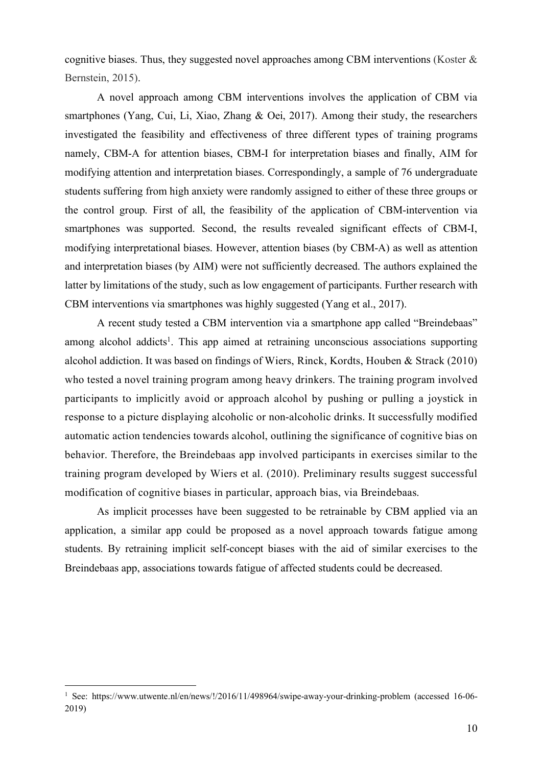cognitive biases. Thus, they suggested novel approaches among CBM interventions (Koster & Bernstein, 2015).

A novel approach among CBM interventions involves the application of CBM via smartphones (Yang, Cui, Li, Xiao, Zhang & Oei, 2017). Among their study, the researchers investigated the feasibility and effectiveness of three different types of training programs namely, CBM-A for attention biases, CBM-I for interpretation biases and finally, AIM for modifying attention and interpretation biases. Correspondingly, a sample of 76 undergraduate students suffering from high anxiety were randomly assigned to either of these three groups or the control group. First of all, the feasibility of the application of CBM-intervention via smartphones was supported. Second, the results revealed significant effects of CBM-I, modifying interpretational biases. However, attention biases (by CBM-A) as well as attention and interpretation biases (by AIM) were not sufficiently decreased. The authors explained the latter by limitations of the study, such as low engagement of participants. Further research with CBM interventions via smartphones was highly suggested (Yang et al., 2017).

A recent study tested a CBM intervention via a smartphone app called "Breindebaas" among alcohol addicts[1]. This app aimed at retraining unconscious associations supporting alcohol addiction. It was based on findings of Wiers, Rinck, Kordts, Houben & Strack (2010) who tested a novel training program among heavy drinkers. The training program involved participants to implicitly avoid or approach alcohol by pushing or pulling a joystick in response to a picture displaying alcoholic or non-alcoholic drinks. It successfully modified automatic action tendencies towards alcohol, outlining the significance of cognitive bias on behavior. Therefore, the Breindebaas app involved participants in exercises similar to the training program developed by Wiers et al. (2010). Preliminary results suggest successful modification of cognitive biases in particular, approach bias, via Breindebaas.

As implicit processes have been suggested to be retrainable by CBM applied via an application, a similar app could be proposed as a novel approach towards fatigue among students. By retraining implicit self-concept biases with the aid of similar exercises to the Breindebaas app, associations towards fatigue of affected students could be decreased.

[1] See: https://www.utwente.nl/en/news/!/2016/11/498964/swipe-away-your-drinking-problem (accessed 16-06-2019)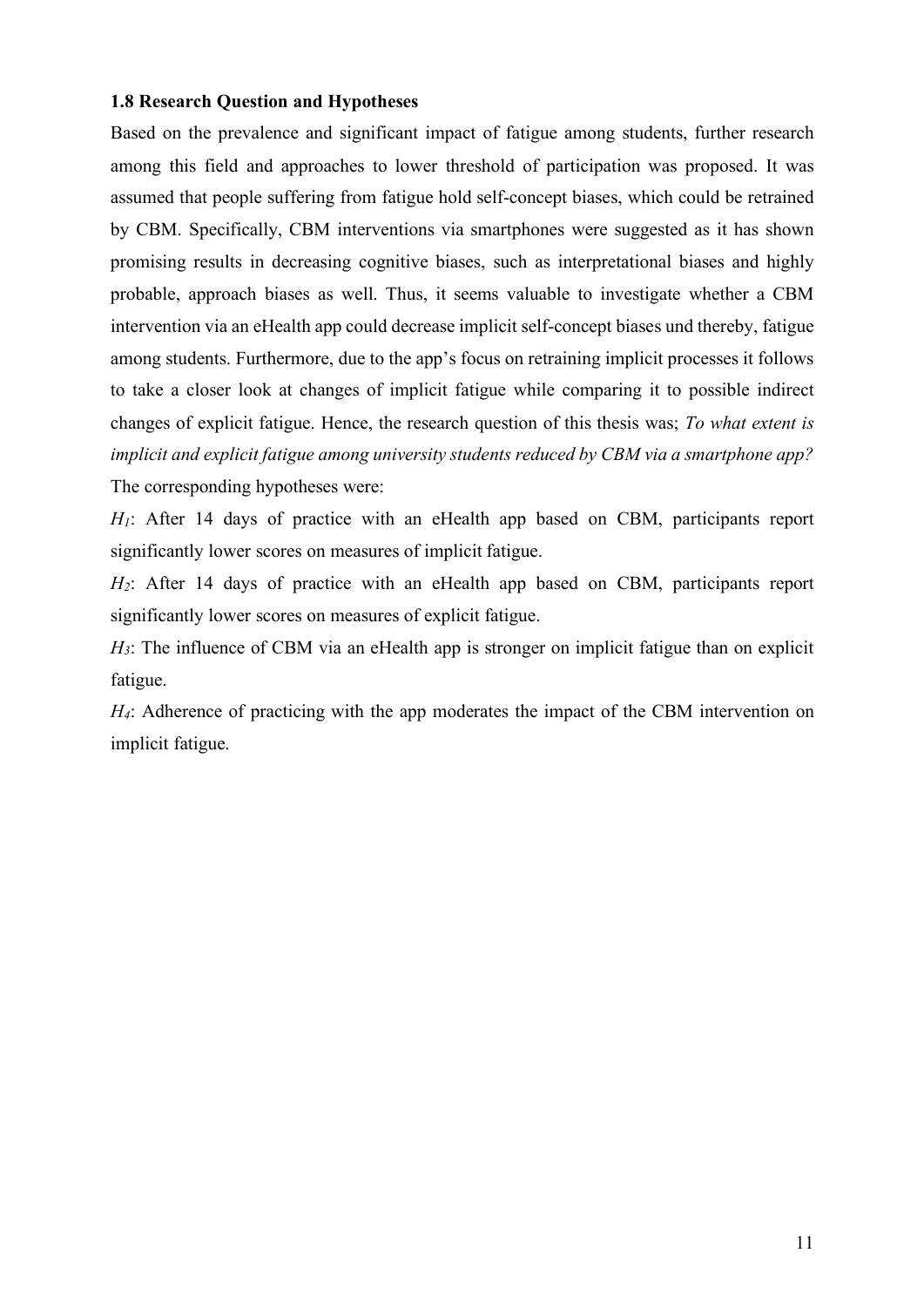### 1.8 Research Question and Hypotheses

Based on the prevalence and significant impact of fatigue among students, further research among this field and approaches to lower threshold of participation was proposed. It was assumed that people suffering from fatigue hold self-concept biases, which could be retrained by CBM. Specifically, CBM interventions via smartphones were suggested as it has shown promising results in decreasing cognitive biases, such as interpretational biases and highly probable, approach biases as well. Thus, it seems valuable to investigate whether a CBM intervention via an eHealth app could decrease implicit self-concept biases und thereby, fatigue among students. Furthermore, due to the app's focus on retraining implicit processes it follows to take a closer look at changes of implicit fatigue while comparing it to possible indirect changes of explicit fatigue. Hence, the research question of this thesis was; *To what extent is implicit and explicit fatigue among university students reduced by CBM via a smartphone app?* The corresponding hypotheses were:

$H_1$: After 14 days of practice with an eHealth app based on CBM, participants report significantly lower scores on measures of implicit fatigue.

$H_2$: After 14 days of practice with an eHealth app based on CBM, participants report significantly lower scores on measures of explicit fatigue.

$H_3$: The influence of CBM via an eHealth app is stronger on implicit fatigue than on explicit fatigue.

$H_4$: Adherence of practicing with the app moderates the impact of the CBM intervention on implicit fatigue.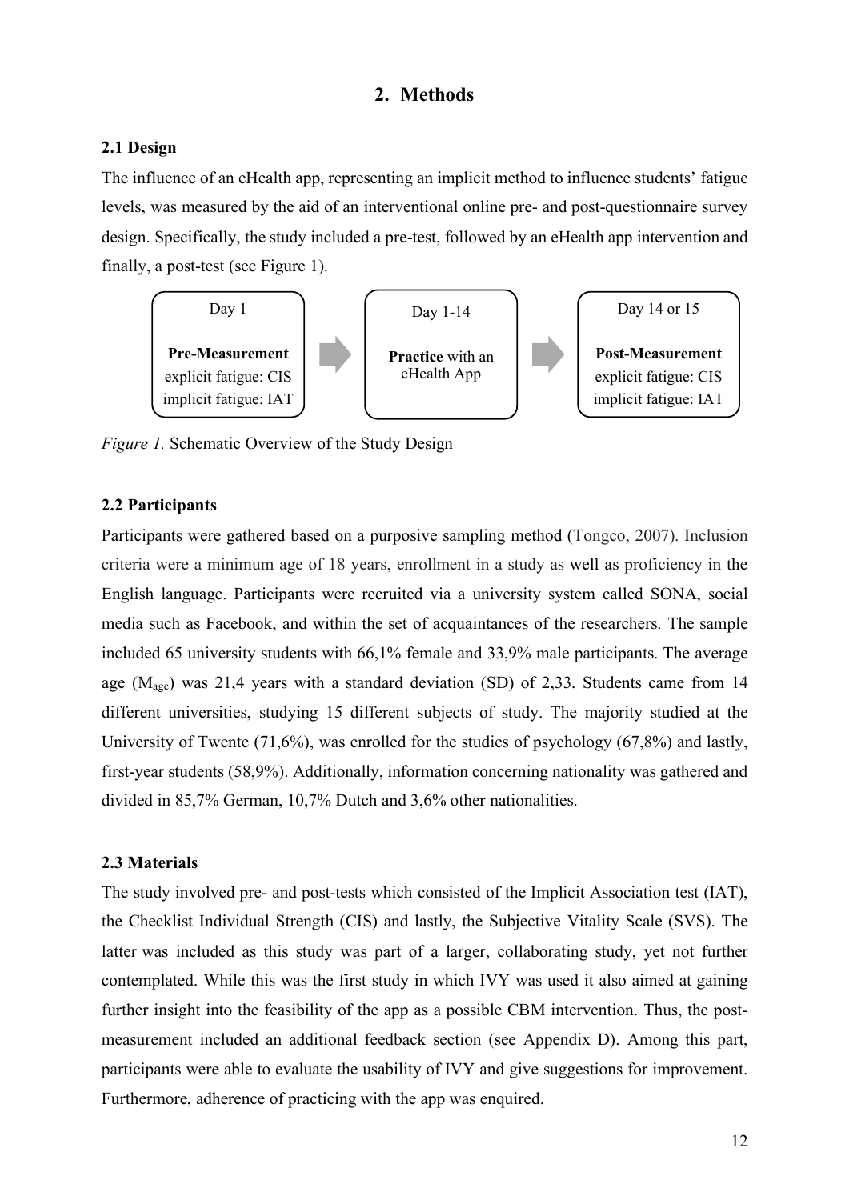## 2. Methods

### 2.1 Design

The influence of an eHealth app, representing an implicit method to influence students' fatigue levels, was measured by the aid of an interventional online pre- and post-questionnaire survey design. Specifically, the study included a pre-test, followed by an eHealth app intervention and finally, a post-test (see Figure 1).

| Day 1 | | Day 1-14 | | Day 14 or 15 |
|---|---|---|---|---|
| **Pre-Measurement** explicit fatigue: CIS implicit fatigue: IAT | → | **Practice** with an eHealth App | → | **Post-Measurement** explicit fatigue: CIS implicit fatigue: IAT |

*Figure 1.* Schematic Overview of the Study Design

### 2.2 Participants

Participants were gathered based on a purposive sampling method (Tongco, 2007). Inclusion criteria were a minimum age of 18 years, enrollment in a study as well as proficiency in the English language. Participants were recruited via a university system called SONA, social media such as Facebook, and within the set of acquaintances of the researchers. The sample included 65 university students with 66,1% female and 33,9% male participants. The average age ($M_{age}$) was 21,4 years with a standard deviation (SD) of 2,33. Students came from 14 different universities, studying 15 different subjects of study. The majority studied at the University of Twente (71,6%), was enrolled for the studies of psychology (67,8%) and lastly, first-year students (58,9%). Additionally, information concerning nationality was gathered and divided in 85,7% German, 10,7% Dutch and 3,6% other nationalities.

### 2.3 Materials

The study involved pre- and post-tests which consisted of the Implicit Association test (IAT), the Checklist Individual Strength (CIS) and lastly, the Subjective Vitality Scale (SVS). The latter was included as this study was part of a larger, collaborating study, yet not further contemplated. While this was the first study in which IVY was used it also aimed at gaining further insight into the feasibility of the app as a possible CBM intervention. Thus, the post-measurement included an additional feedback section (see Appendix D). Among this part, participants were able to evaluate the usability of IVY and give suggestions for improvement. Furthermore, adherence of practicing with the app was enquired.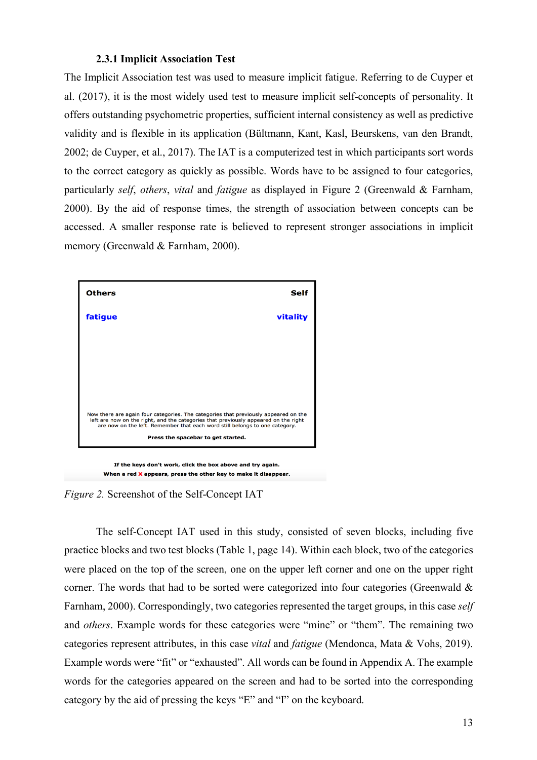### 2.3.1 Implicit Association Test

The Implicit Association test was used to measure implicit fatigue. Referring to de Cuyper et al. (2017), it is the most widely used test to measure implicit self-concepts of personality. It offers outstanding psychometric properties, sufficient internal consistency as well as predictive validity and is flexible in its application (Bültmann, Kant, Kasl, Beurskens, van den Brandt, 2002; de Cuyper, et al., 2017). The IAT is a computerized test in which participants sort words to the correct category as quickly as possible. Words have to be assigned to four categories, particularly *self*, *others*, *vital* and *fatigue* as displayed in Figure 2 (Greenwald & Farnham, 2000). By the aid of response times, the strength of association between concepts can be accessed. A smaller response rate is believed to represent stronger associations in implicit memory (Greenwald & Farnham, 2000).

*Figure 2.* Screenshot of the Self-Concept IAT

The self-Concept IAT used in this study, consisted of seven blocks, including five practice blocks and two test blocks (Table 1, page 14). Within each block, two of the categories were placed on the top of the screen, one on the upper left corner and one on the upper right corner. The words that had to be sorted were categorized into four categories (Greenwald & Farnham, 2000). Correspondingly, two categories represented the target groups, in this case *self* and *others*. Example words for these categories were "mine" or "them". The remaining two categories represent attributes, in this case *vital* and *fatigue* (Mendonca, Mata & Vohs, 2019). Example words were "fit" or "exhausted". All words can be found in Appendix A. The example words for the categories appeared on the screen and had to be sorted into the corresponding category by the aid of pressing the keys "E" and "I" on the keyboard.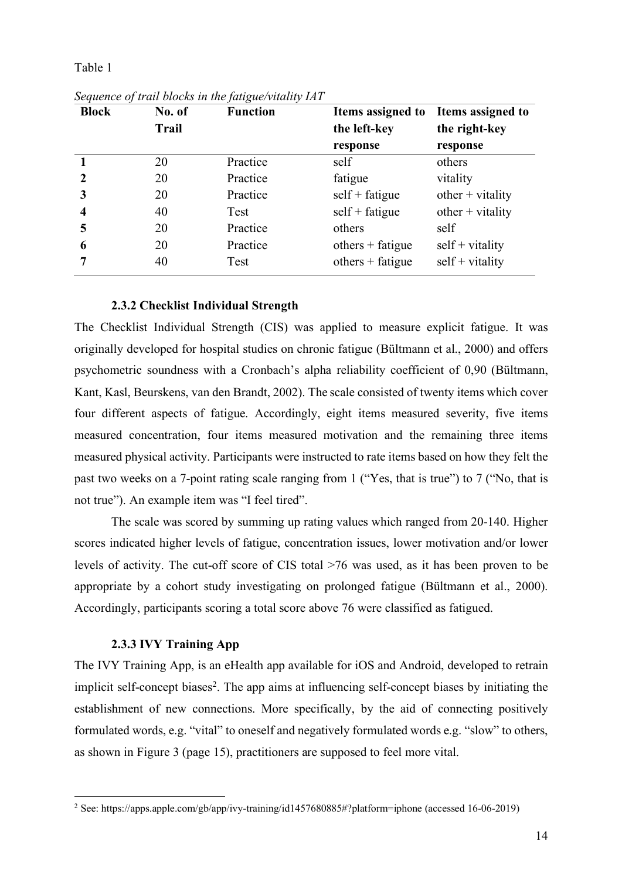Table 1

*Sequence of trail blocks in the fatigue/vitality IAT*

| Block | No. of Trail | Function | Items assigned to the left-key response | Items assigned to the right-key response |
|---|---|---|---|---|
| **1** | 20 | Practice | self | others |
| **2** | 20 | Practice | fatigue | vitality |
| **3** | 20 | Practice | self + fatigue | other + vitality |
| **4** | 40 | Test | self + fatigue | other + vitality |
| **5** | 20 | Practice | others | self |
| **6** | 20 | Practice | others + fatigue | self + vitality |
| **7** | 40 | Test | others + fatigue | self + vitality |

### 2.3.2 Checklist Individual Strength

The Checklist Individual Strength (CIS) was applied to measure explicit fatigue. It was originally developed for hospital studies on chronic fatigue (Bültmann et al., 2000) and offers psychometric soundness with a Cronbach's alpha reliability coefficient of 0,90 (Bültmann, Kant, Kasl, Beurskens, van den Brandt, 2002). The scale consisted of twenty items which cover four different aspects of fatigue. Accordingly, eight items measured severity, five items measured concentration, four items measured motivation and the remaining three items measured physical activity. Participants were instructed to rate items based on how they felt the past two weeks on a 7-point rating scale ranging from 1 ("Yes, that is true") to 7 ("No, that is not true"). An example item was "I feel tired".

The scale was scored by summing up rating values which ranged from 20-140. Higher scores indicated higher levels of fatigue, concentration issues, lower motivation and/or lower levels of activity. The cut-off score of CIS total >76 was used, as it has been proven to be appropriate by a cohort study investigating on prolonged fatigue (Bültmann et al., 2000). Accordingly, participants scoring a total score above 76 were classified as fatigued.

### 2.3.3 IVY Training App

The IVY Training App, is an eHealth app available for iOS and Android, developed to retrain implicit self-concept biases[2]. The app aims at influencing self-concept biases by initiating the establishment of new connections. More specifically, by the aid of connecting positively formulated words, e.g. "vital" to oneself and negatively formulated words e.g. "slow" to others, as shown in Figure 3 (page 15), practitioners are supposed to feel more vital.

[2] See: https://apps.apple.com/gb/app/ivy-training/id1457680885#?platform=iphone (accessed 16-06-2019)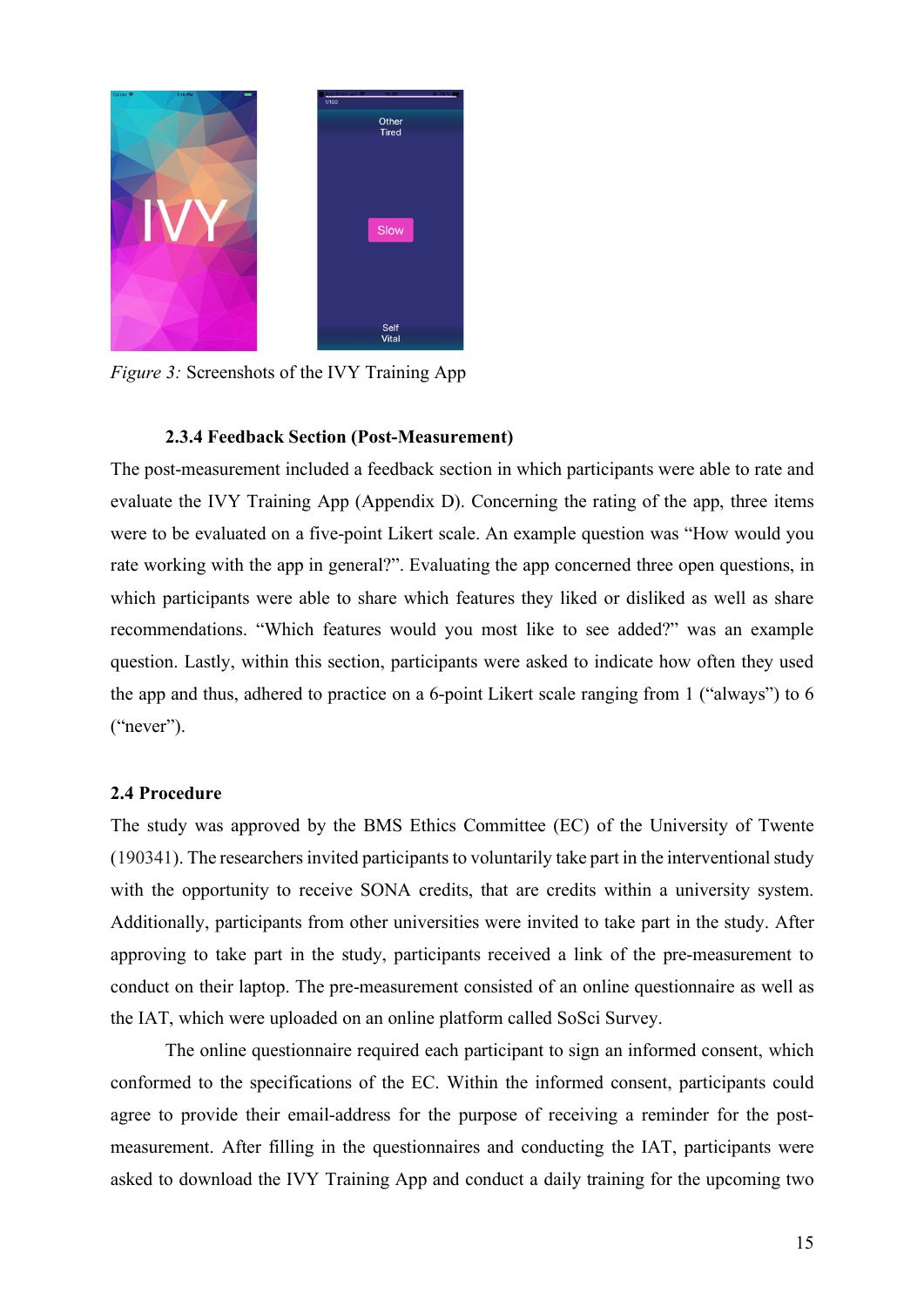*Figure 3:* Screenshots of the IVY Training App

### 2.3.4 Feedback Section (Post-Measurement)

The post-measurement included a feedback section in which participants were able to rate and evaluate the IVY Training App (Appendix D). Concerning the rating of the app, three items were to be evaluated on a five-point Likert scale. An example question was "How would you rate working with the app in general?". Evaluating the app concerned three open questions, in which participants were able to share which features they liked or disliked as well as share recommendations. "Which features would you most like to see added?" was an example question. Lastly, within this section, participants were asked to indicate how often they used the app and thus, adhered to practice on a 6-point Likert scale ranging from 1 ("always") to 6 ("never").

## 2.4 Procedure

The study was approved by the BMS Ethics Committee (EC) of the University of Twente (190341). The researchers invited participants to voluntarily take part in the interventional study with the opportunity to receive SONA credits, that are credits within a university system. Additionally, participants from other universities were invited to take part in the study. After approving to take part in the study, participants received a link of the pre-measurement to conduct on their laptop. The pre-measurement consisted of an online questionnaire as well as the IAT, which were uploaded on an online platform called SoSci Survey.

The online questionnaire required each participant to sign an informed consent, which conformed to the specifications of the EC. Within the informed consent, participants could agree to provide their email-address for the purpose of receiving a reminder for the post-measurement. After filling in the questionnaires and conducting the IAT, participants were asked to download the IVY Training App and conduct a daily training for the upcoming two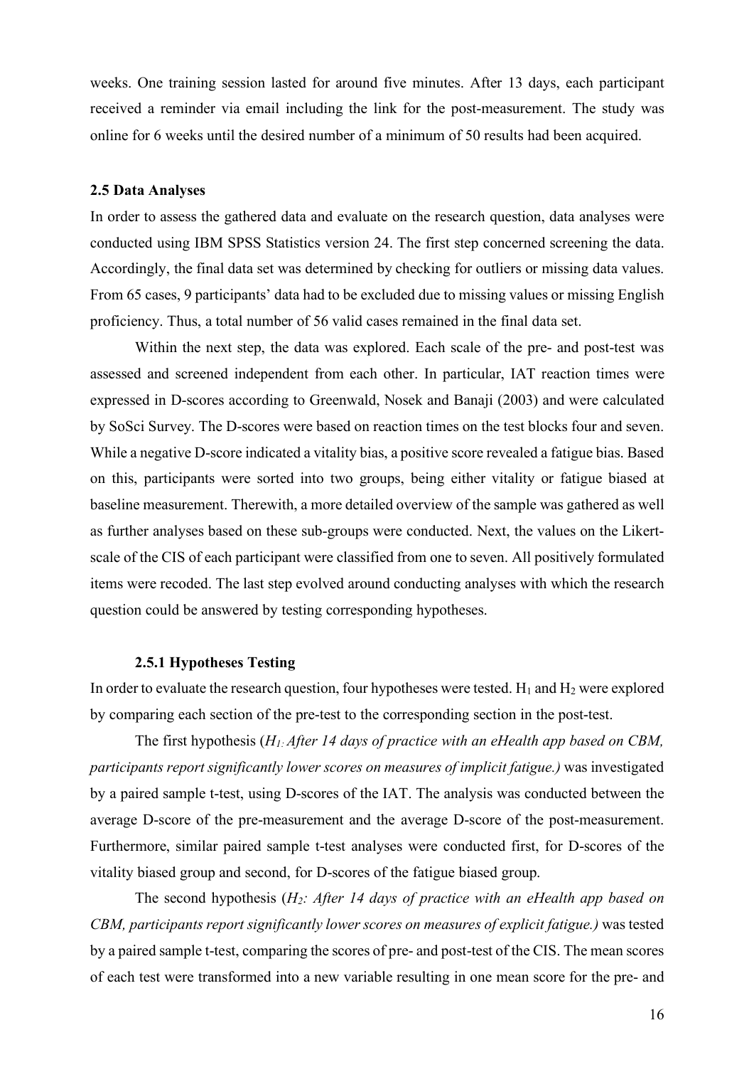weeks. One training session lasted for around five minutes. After 13 days, each participant received a reminder via email including the link for the post-measurement. The study was online for 6 weeks until the desired number of a minimum of 50 results had been acquired.

### 2.5 Data Analyses

In order to assess the gathered data and evaluate on the research question, data analyses were conducted using IBM SPSS Statistics version 24. The first step concerned screening the data. Accordingly, the final data set was determined by checking for outliers or missing data values. From 65 cases, 9 participants' data had to be excluded due to missing values or missing English proficiency. Thus, a total number of 56 valid cases remained in the final data set.

Within the next step, the data was explored. Each scale of the pre- and post-test was assessed and screened independent from each other. In particular, IAT reaction times were expressed in D-scores according to Greenwald, Nosek and Banaji (2003) and were calculated by SoSci Survey. The D-scores were based on reaction times on the test blocks four and seven. While a negative D-score indicated a vitality bias, a positive score revealed a fatigue bias. Based on this, participants were sorted into two groups, being either vitality or fatigue biased at baseline measurement. Therewith, a more detailed overview of the sample was gathered as well as further analyses based on these sub-groups were conducted. Next, the values on the Likert-scale of the CIS of each participant were classified from one to seven. All positively formulated items were recoded. The last step evolved around conducting analyses with which the research question could be answered by testing corresponding hypotheses.

#### 2.5.1 Hypotheses Testing

In order to evaluate the research question, four hypotheses were tested. $H_1$ and $H_2$ were explored by comparing each section of the pre-test to the corresponding section in the post-test.

The first hypothesis (*$H_1$: After 14 days of practice with an eHealth app based on CBM, participants report significantly lower scores on measures of implicit fatigue.)* was investigated by a paired sample t-test, using D-scores of the IAT. The analysis was conducted between the average D-score of the pre-measurement and the average D-score of the post-measurement. Furthermore, similar paired sample t-test analyses were conducted first, for D-scores of the vitality biased group and second, for D-scores of the fatigue biased group.

The second hypothesis (*$H_2$: After 14 days of practice with an eHealth app based on CBM, participants report significantly lower scores on measures of explicit fatigue.)* was tested by a paired sample t-test, comparing the scores of pre- and post-test of the CIS. The mean scores of each test were transformed into a new variable resulting in one mean score for the pre- and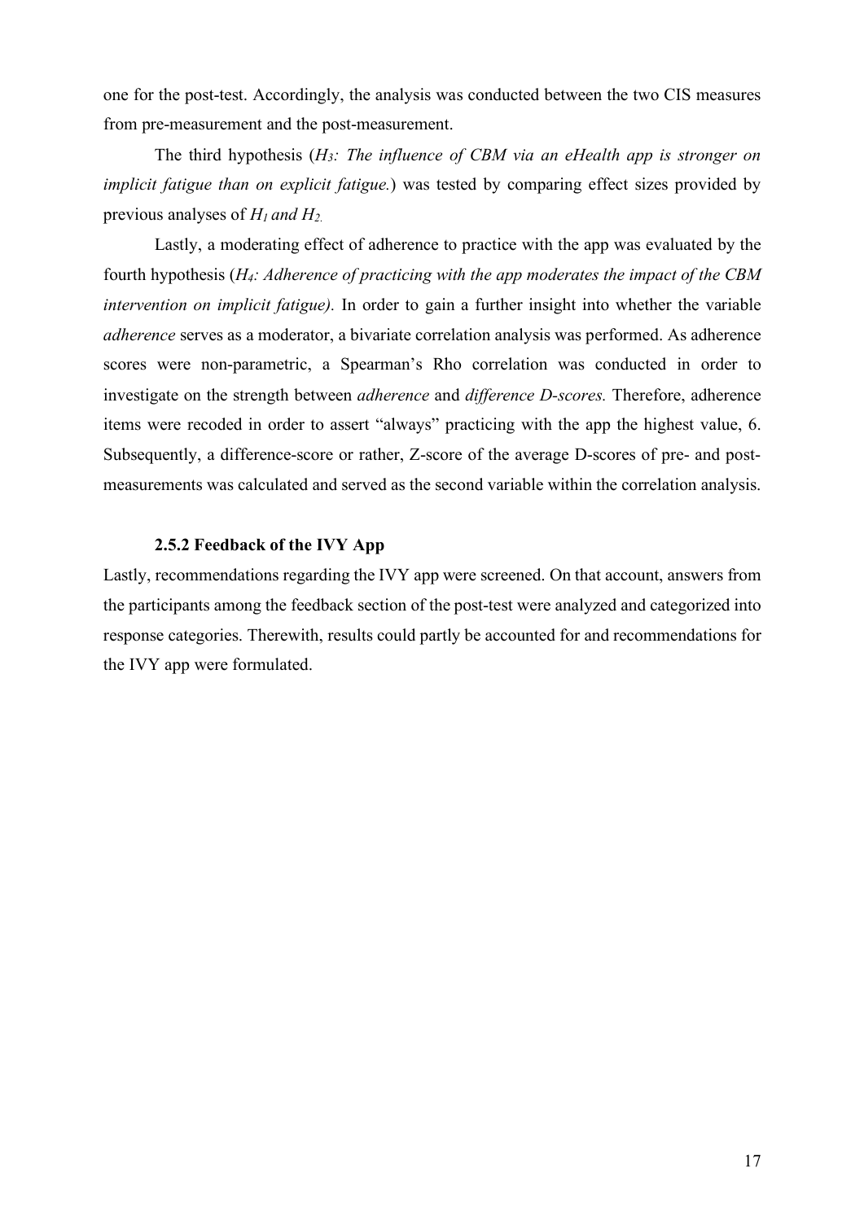one for the post-test. Accordingly, the analysis was conducted between the two CIS measures from pre-measurement and the post-measurement.

The third hypothesis (*$H_3$: The influence of CBM via an eHealth app is stronger on implicit fatigue than on explicit fatigue.*) was tested by comparing effect sizes provided by previous analyses of *$H_1$ and $H_2$.*

Lastly, a moderating effect of adherence to practice with the app was evaluated by the fourth hypothesis (*$H_4$: Adherence of practicing with the app moderates the impact of the CBM intervention on implicit fatigue).* In order to gain a further insight into whether the variable *adherence* serves as a moderator, a bivariate correlation analysis was performed. As adherence scores were non-parametric, a Spearman's Rho correlation was conducted in order to investigate on the strength between *adherence* and *difference D-scores.* Therefore, adherence items were recoded in order to assert "always" practicing with the app the highest value, 6. Subsequently, a difference-score or rather, Z-score of the average D-scores of pre- and post-measurements was calculated and served as the second variable within the correlation analysis.

### 2.5.2 Feedback of the IVY App

Lastly, recommendations regarding the IVY app were screened. On that account, answers from the participants among the feedback section of the post-test were analyzed and categorized into response categories. Therewith, results could partly be accounted for and recommendations for the IVY app were formulated.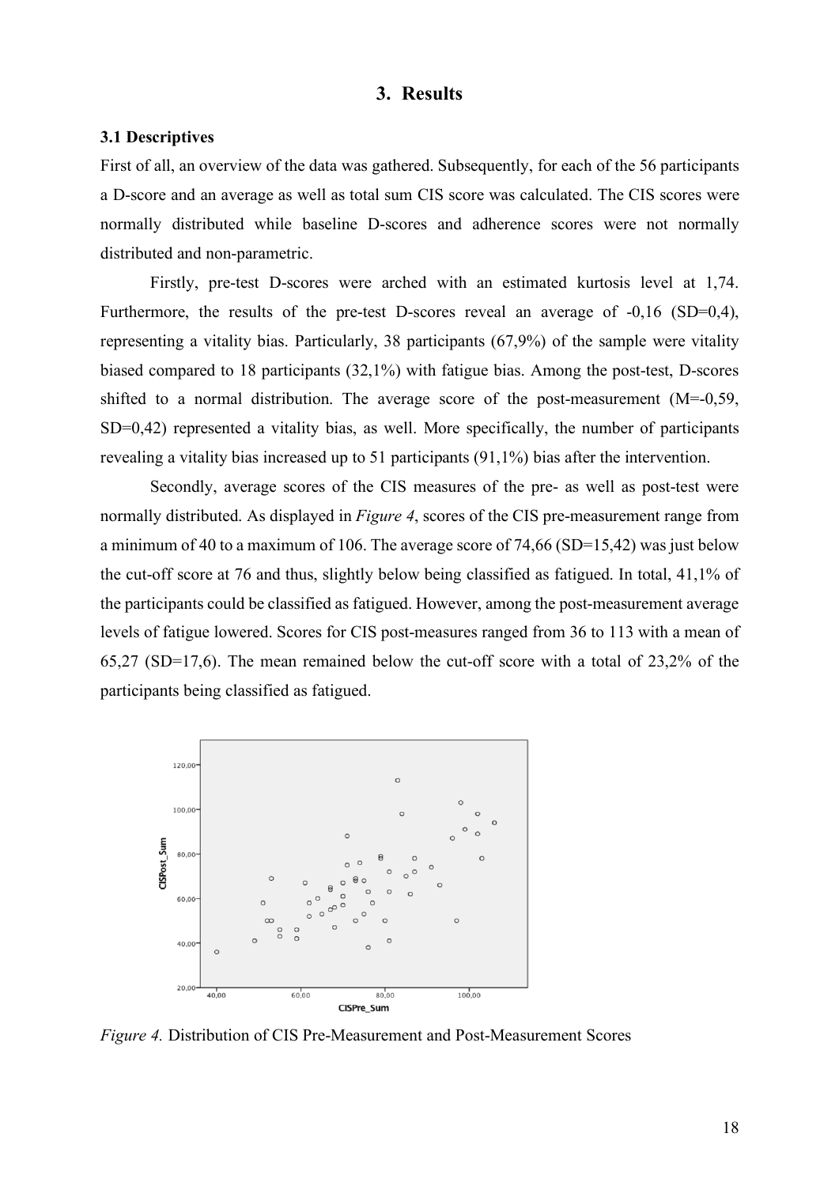# 3. Results

### 3.1 Descriptives

First of all, an overview of the data was gathered. Subsequently, for each of the 56 participants a D-score and an average as well as total sum CIS score was calculated. The CIS scores were normally distributed while baseline D-scores and adherence scores were not normally distributed and non-parametric.

Firstly, pre-test D-scores were arched with an estimated kurtosis level at 1,74. Furthermore, the results of the pre-test D-scores reveal an average of -0,16 (SD=0,4), representing a vitality bias. Particularly, 38 participants (67,9%) of the sample were vitality biased compared to 18 participants (32,1%) with fatigue bias. Among the post-test, D-scores shifted to a normal distribution. The average score of the post-measurement (M=-0,59, SD=0,42) represented a vitality bias, as well. More specifically, the number of participants revealing a vitality bias increased up to 51 participants (91,1%) bias after the intervention.

Secondly, average scores of the CIS measures of the pre- as well as post-test were normally distributed. As displayed in *Figure 4*, scores of the CIS pre-measurement range from a minimum of 40 to a maximum of 106. The average score of 74,66 (SD=15,42) was just below the cut-off score at 76 and thus, slightly below being classified as fatigued. In total, 41,1% of the participants could be classified as fatigued. However, among the post-measurement average levels of fatigue lowered. Scores for CIS post-measures ranged from 36 to 113 with a mean of 65,27 (SD=17,6). The mean remained below the cut-off score with a total of 23,2% of the participants being classified as fatigued.

*Figure 4.* Distribution of CIS Pre-Measurement and Post-Measurement Scores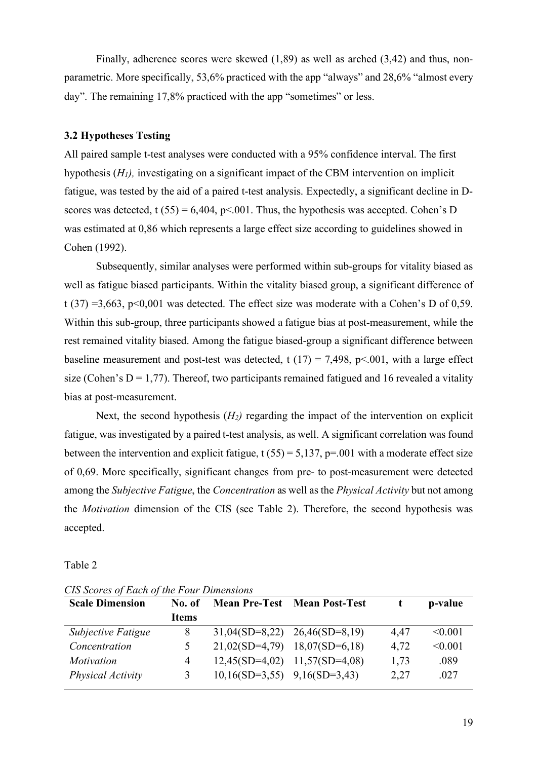Finally, adherence scores were skewed (1,89) as well as arched (3,42) and thus, non-parametric. More specifically, 53,6% practiced with the app "always" and 28,6% "almost every day". The remaining 17,8% practiced with the app "sometimes" or less.

### 3.2 Hypotheses Testing

All paired sample t-test analyses were conducted with a 95% confidence interval. The first hypothesis (*$H_1$),* investigating on a significant impact of the CBM intervention on implicit fatigue, was tested by the aid of a paired t-test analysis. Expectedly, a significant decline in D-scores was detected, $t\ (55) = 6{,}404$, $p<.001$. Thus, the hypothesis was accepted. Cohen's D was estimated at 0,86 which represents a large effect size according to guidelines showed in Cohen (1992).

Subsequently, similar analyses were performed within sub-groups for vitality biased as well as fatigue biased participants. Within the vitality biased group, a significant difference of $t\ (37) = 3{,}663$, $p<0{,}001$ was detected. The effect size was moderate with a Cohen's D of 0,59. Within this sub-group, three participants showed a fatigue bias at post-measurement, while the rest remained vitality biased. Among the fatigue biased-group a significant difference between baseline measurement and post-test was detected, $t\ (17) = 7{,}498$, $p<.001$, with a large effect size (Cohen's D = 1,77). Thereof, two participants remained fatigued and 16 revealed a vitality bias at post-measurement.

Next, the second hypothesis (*$H_2$)* regarding the impact of the intervention on explicit fatigue, was investigated by a paired t-test analysis, as well. A significant correlation was found between the intervention and explicit fatigue, $t\ (55) = 5{,}137$, $p=.001$ with a moderate effect size of 0,69. More specifically, significant changes from pre- to post-measurement were detected among the *Subjective Fatigue*, the *Concentration* as well as the *Physical Activity* but not among the *Motivation* dimension of the CIS (see Table 2). Therefore, the second hypothesis was accepted.

Table 2

*CIS Scores of Each of the Four Dimensions*

| Scale Dimension | No. of Items | Mean Pre-Test | Mean Post-Test | t | p-value |
|---|---|---|---|---|---|
| *Subjective Fatigue* | 8 | 31,04(SD=8,22) | 26,46(SD=8,19) | 4,47 | <0.001 |
| *Concentration* | 5 | 21,02(SD=4,79) | 18,07(SD=6,18) | 4,72 | <0.001 |
| *Motivation* | 4 | 12,45(SD=4,02) | 11,57(SD=4,08) | 1,73 | .089 |
| *Physical Activity* | 3 | 10,16(SD=3,55) | 9,16(SD=3,43) | 2,27 | .027 |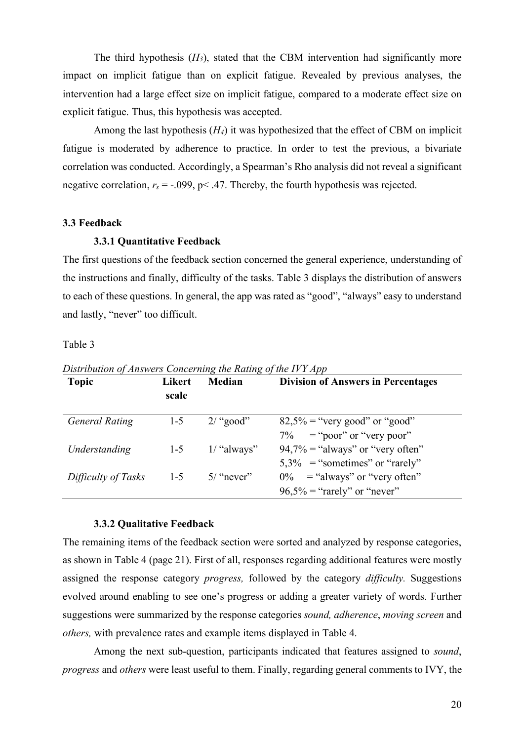The third hypothesis ($H_3$), stated that the CBM intervention had significantly more impact on implicit fatigue than on explicit fatigue. Revealed by previous analyses, the intervention had a large effect size on implicit fatigue, compared to a moderate effect size on explicit fatigue. Thus, this hypothesis was accepted.

Among the last hypothesis ($H_4$) it was hypothesized that the effect of CBM on implicit fatigue is moderated by adherence to practice. In order to test the previous, a bivariate correlation was conducted. Accordingly, a Spearman's Rho analysis did not reveal a significant negative correlation, $r_s = -.099$, $p < .47$. Thereby, the fourth hypothesis was rejected.

### 3.3 Feedback

#### 3.3.1 Quantitative Feedback

The first questions of the feedback section concerned the general experience, understanding of the instructions and finally, difficulty of the tasks. Table 3 displays the distribution of answers to each of these questions. In general, the app was rated as "good", "always" easy to understand and lastly, "never" too difficult.

Table 3

*Distribution of Answers Concerning the Rating of the IVY App*

| Topic | Likert scale | Median | Division of Answers in Percentages |
|---|---|---|---|
| *General Rating* | 1-5 | 2/ "good" | 82,5% = "very good" or "good"<br>7% = "poor" or "very poor" |
| *Understanding* | 1-5 | 1/ "always" | 94,7% = "always" or "very often"<br>5,3% = "sometimes" or "rarely" |
| *Difficulty of Tasks* | 1-5 | 5/ "never" | 0% = "always" or "very often"<br>96,5% = "rarely" or "never" |

#### 3.3.2 Qualitative Feedback

The remaining items of the feedback section were sorted and analyzed by response categories, as shown in Table 4 (page 21). First of all, responses regarding additional features were mostly assigned the response category *progress,* followed by the category *difficulty.* Suggestions evolved around enabling to see one's progress or adding a greater variety of words. Further suggestions were summarized by the response categories *sound, adherence*, *moving screen* and *others,* with prevalence rates and example items displayed in Table 4.

Among the next sub-question, participants indicated that features assigned to *sound*, *progress* and *others* were least useful to them. Finally, regarding general comments to IVY, the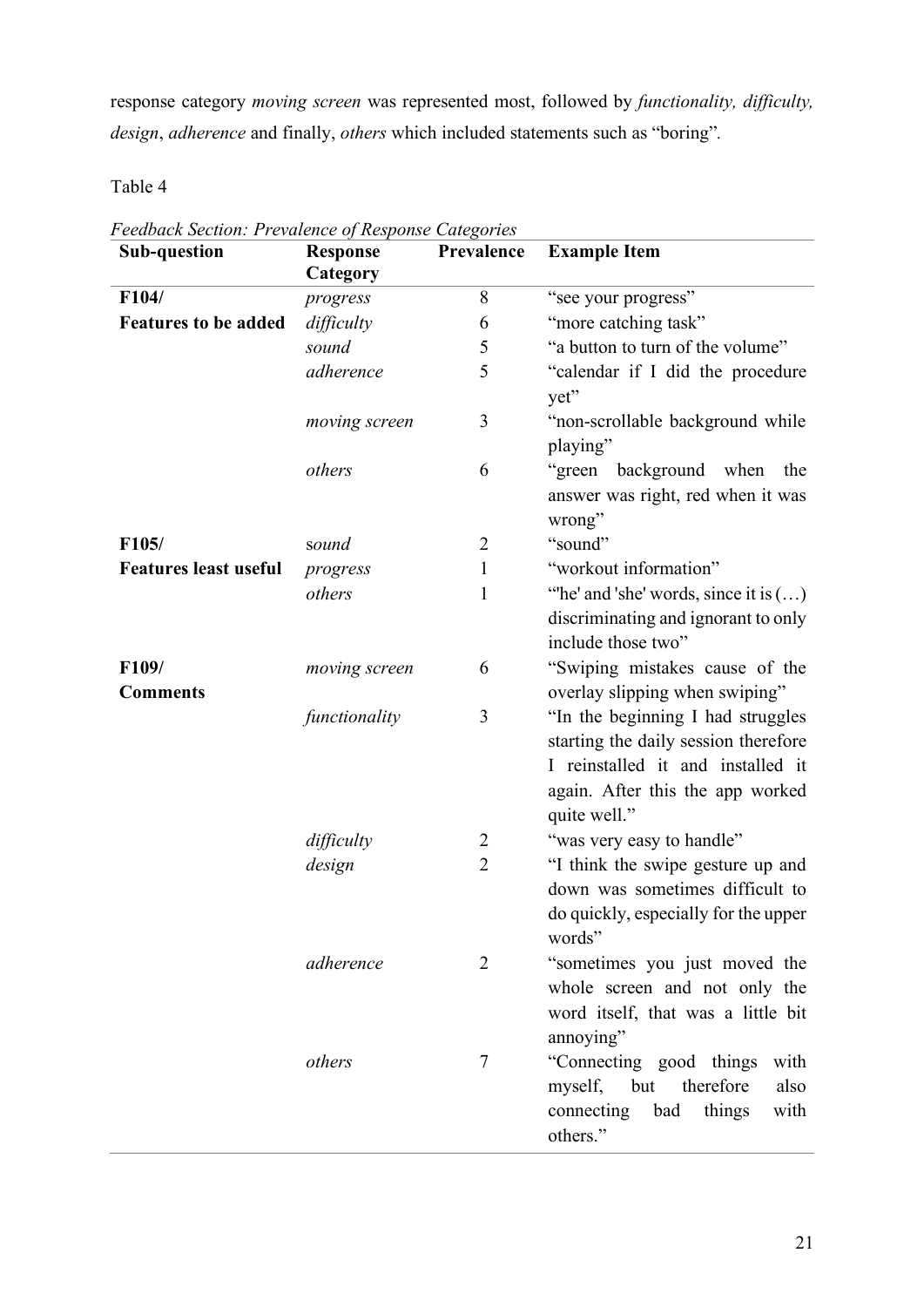response category *moving screen* was represented most, followed by *functionality, difficulty, design*, *adherence* and finally, *others* which included statements such as "boring".

Table 4

*Feedback Section: Prevalence of Response Categories*

| Sub-question | Response Category | Prevalence | Example Item |
|---|---|---|---|
| **F104/ Features to be added** | *progress* | 8 | "see your progress" |
| | *difficulty* | 6 | "more catching task" |
| | *sound* | 5 | "a button to turn of the volume" |
| | *adherence* | 5 | "calendar if I did the procedure yet" |
| | *moving screen* | 3 | "non-scrollable background while playing" |
| | *others* | 6 | "green background when the answer was right, red when it was wrong" |
| **F105/ Features least useful** | *sound* | 2 | "sound" |
| | *progress* | 1 | "workout information" |
| | *others* | 1 | "'he' and 'she' words, since it is (…) discriminating and ignorant to only include those two" |
| **F109/ Comments** | *moving screen* | 6 | "Swiping mistakes cause of the overlay slipping when swiping" |
| | *functionality* | 3 | "In the beginning I had struggles starting the daily session therefore I reinstalled it and installed it again. After this the app worked quite well." |
| | *difficulty* | 2 | "was very easy to handle" |
| | *design* | 2 | "I think the swipe gesture up and down was sometimes difficult to do quickly, especially for the upper words" |
| | *adherence* | 2 | "sometimes you just moved the whole screen and not only the word itself, that was a little bit annoying" |
| | *others* | 7 | "Connecting good things with myself, but therefore also connecting bad things with others." |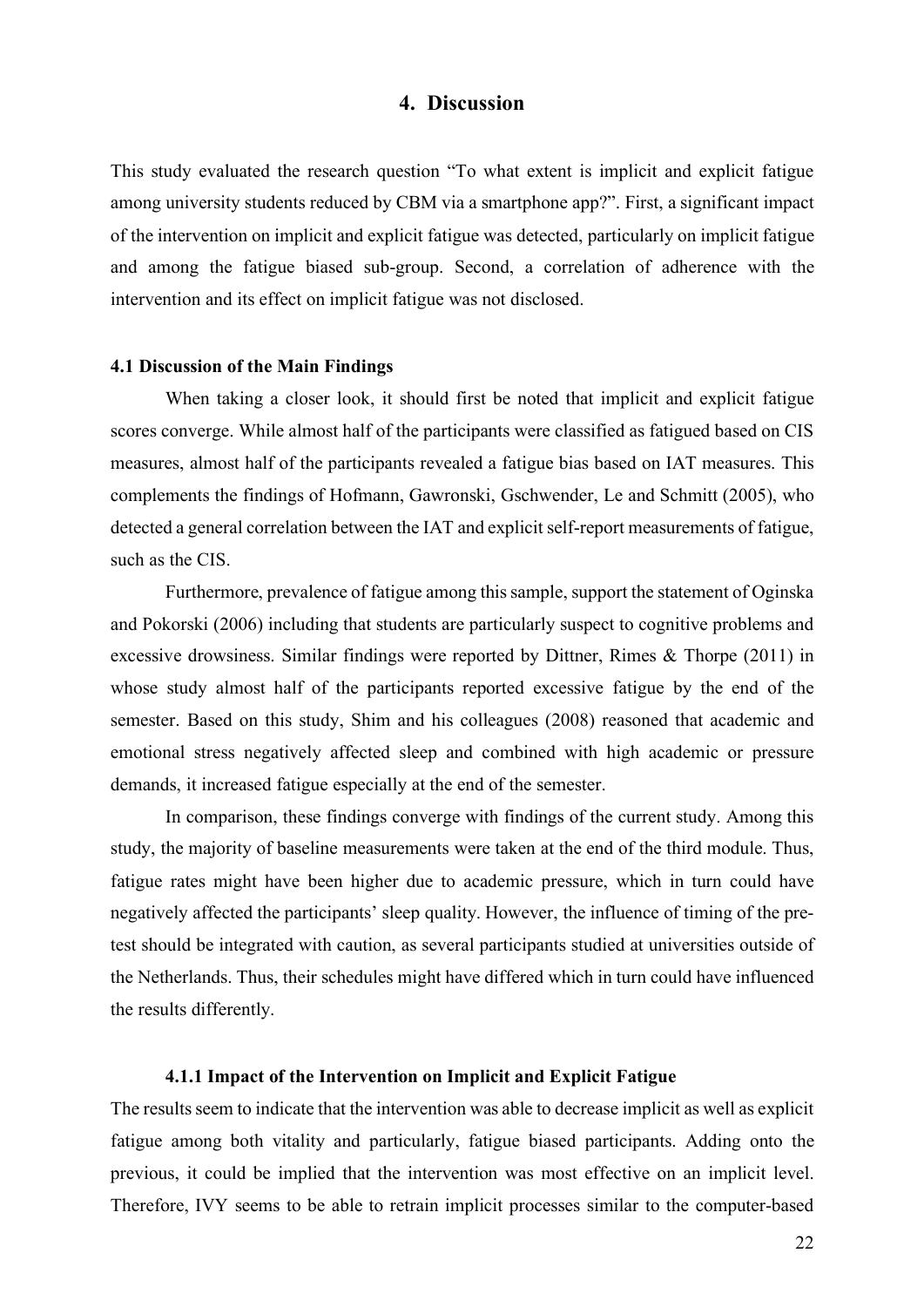# 4. Discussion

This study evaluated the research question "To what extent is implicit and explicit fatigue among university students reduced by CBM via a smartphone app?". First, a significant impact of the intervention on implicit and explicit fatigue was detected, particularly on implicit fatigue and among the fatigue biased sub-group. Second, a correlation of adherence with the intervention and its effect on implicit fatigue was not disclosed.

### 4.1 Discussion of the Main Findings

When taking a closer look, it should first be noted that implicit and explicit fatigue scores converge. While almost half of the participants were classified as fatigued based on CIS measures, almost half of the participants revealed a fatigue bias based on IAT measures. This complements the findings of Hofmann, Gawronski, Gschwender, Le and Schmitt (2005), who detected a general correlation between the IAT and explicit self-report measurements of fatigue, such as the CIS.

Furthermore, prevalence of fatigue among this sample, support the statement of Oginska and Pokorski (2006) including that students are particularly suspect to cognitive problems and excessive drowsiness. Similar findings were reported by Dittner, Rimes & Thorpe (2011) in whose study almost half of the participants reported excessive fatigue by the end of the semester. Based on this study, Shim and his colleagues (2008) reasoned that academic and emotional stress negatively affected sleep and combined with high academic or pressure demands, it increased fatigue especially at the end of the semester.

In comparison, these findings converge with findings of the current study. Among this study, the majority of baseline measurements were taken at the end of the third module. Thus, fatigue rates might have been higher due to academic pressure, which in turn could have negatively affected the participants' sleep quality. However, the influence of timing of the pre-test should be integrated with caution, as several participants studied at universities outside of the Netherlands. Thus, their schedules might have differed which in turn could have influenced the results differently.

#### 4.1.1 Impact of the Intervention on Implicit and Explicit Fatigue

The results seem to indicate that the intervention was able to decrease implicit as well as explicit fatigue among both vitality and particularly, fatigue biased participants. Adding onto the previous, it could be implied that the intervention was most effective on an implicit level. Therefore, IVY seems to be able to retrain implicit processes similar to the computer-based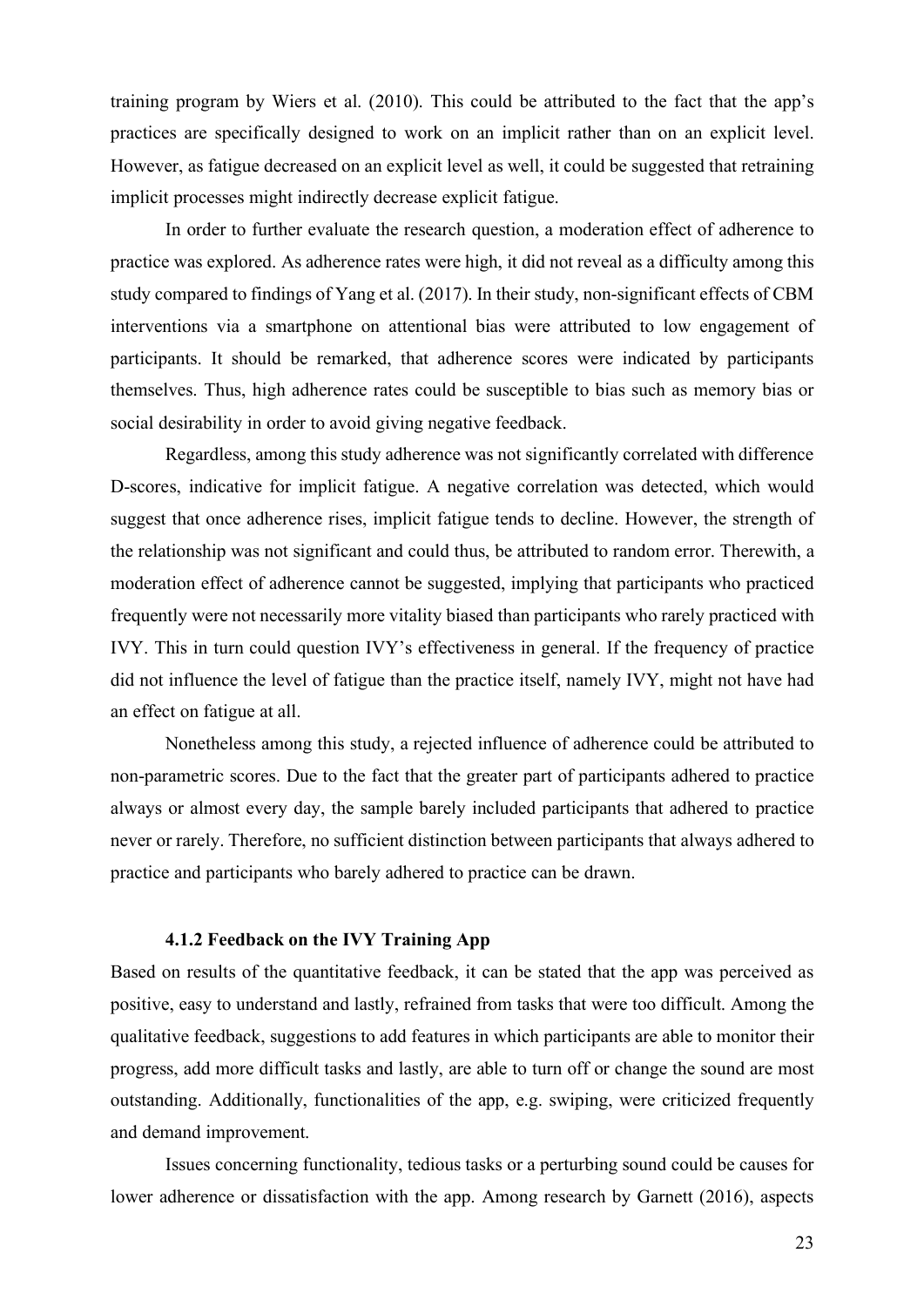training program by Wiers et al. (2010). This could be attributed to the fact that the app's practices are specifically designed to work on an implicit rather than on an explicit level. However, as fatigue decreased on an explicit level as well, it could be suggested that retraining implicit processes might indirectly decrease explicit fatigue.

In order to further evaluate the research question, a moderation effect of adherence to practice was explored. As adherence rates were high, it did not reveal as a difficulty among this study compared to findings of Yang et al. (2017). In their study, non-significant effects of CBM interventions via a smartphone on attentional bias were attributed to low engagement of participants. It should be remarked, that adherence scores were indicated by participants themselves. Thus, high adherence rates could be susceptible to bias such as memory bias or social desirability in order to avoid giving negative feedback.

Regardless, among this study adherence was not significantly correlated with difference D-scores, indicative for implicit fatigue. A negative correlation was detected, which would suggest that once adherence rises, implicit fatigue tends to decline. However, the strength of the relationship was not significant and could thus, be attributed to random error. Therewith, a moderation effect of adherence cannot be suggested, implying that participants who practiced frequently were not necessarily more vitality biased than participants who rarely practiced with IVY. This in turn could question IVY's effectiveness in general. If the frequency of practice did not influence the level of fatigue than the practice itself, namely IVY, might not have had an effect on fatigue at all.

Nonetheless among this study, a rejected influence of adherence could be attributed to non-parametric scores. Due to the fact that the greater part of participants adhered to practice always or almost every day, the sample barely included participants that adhered to practice never or rarely. Therefore, no sufficient distinction between participants that always adhered to practice and participants who barely adhered to practice can be drawn.

#### 4.1.2 Feedback on the IVY Training App

Based on results of the quantitative feedback, it can be stated that the app was perceived as positive, easy to understand and lastly, refrained from tasks that were too difficult. Among the qualitative feedback, suggestions to add features in which participants are able to monitor their progress, add more difficult tasks and lastly, are able to turn off or change the sound are most outstanding. Additionally, functionalities of the app, e.g. swiping, were criticized frequently and demand improvement.

Issues concerning functionality, tedious tasks or a perturbing sound could be causes for lower adherence or dissatisfaction with the app. Among research by Garnett (2016), aspects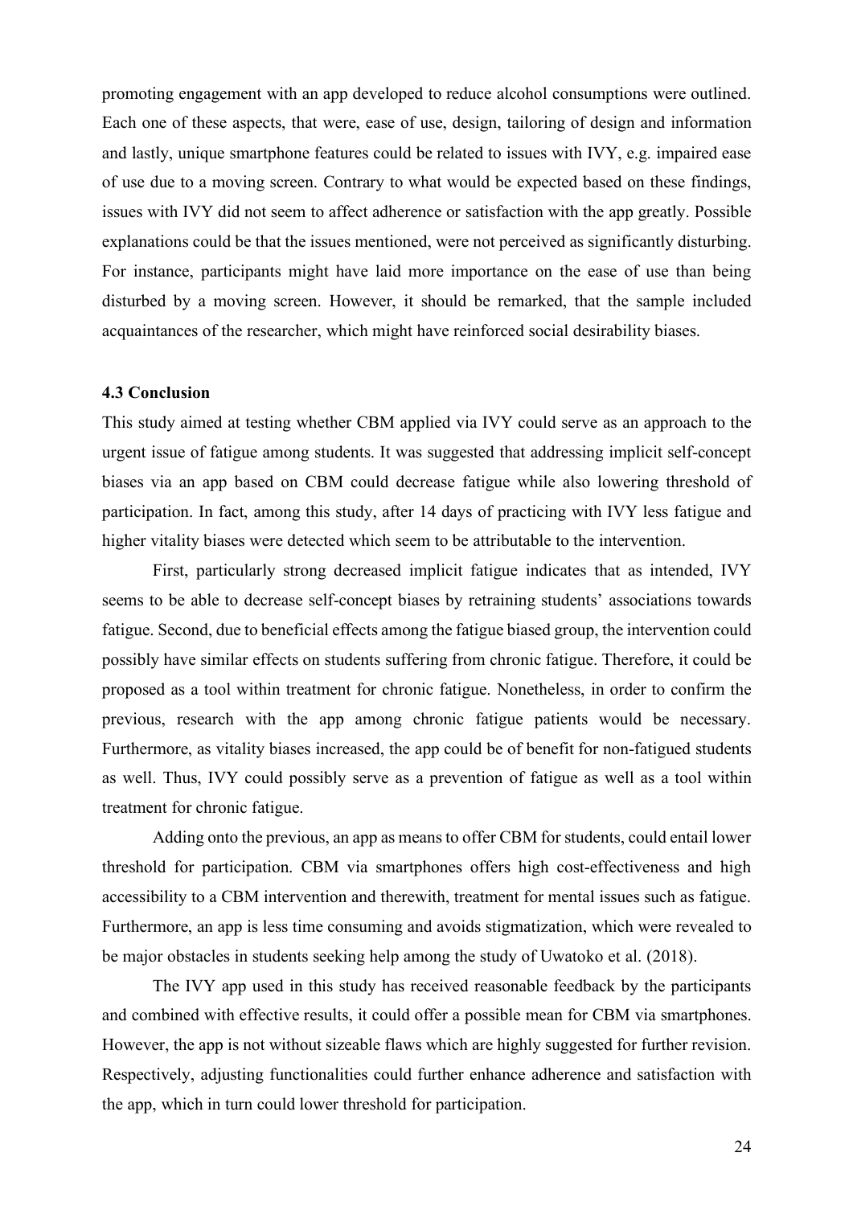promoting engagement with an app developed to reduce alcohol consumptions were outlined. Each one of these aspects, that were, ease of use, design, tailoring of design and information and lastly, unique smartphone features could be related to issues with IVY, e.g. impaired ease of use due to a moving screen. Contrary to what would be expected based on these findings, issues with IVY did not seem to affect adherence or satisfaction with the app greatly. Possible explanations could be that the issues mentioned, were not perceived as significantly disturbing. For instance, participants might have laid more importance on the ease of use than being disturbed by a moving screen. However, it should be remarked, that the sample included acquaintances of the researcher, which might have reinforced social desirability biases.

### 4.3 Conclusion

This study aimed at testing whether CBM applied via IVY could serve as an approach to the urgent issue of fatigue among students. It was suggested that addressing implicit self-concept biases via an app based on CBM could decrease fatigue while also lowering threshold of participation. In fact, among this study, after 14 days of practicing with IVY less fatigue and higher vitality biases were detected which seem to be attributable to the intervention.

First, particularly strong decreased implicit fatigue indicates that as intended, IVY seems to be able to decrease self-concept biases by retraining students' associations towards fatigue. Second, due to beneficial effects among the fatigue biased group, the intervention could possibly have similar effects on students suffering from chronic fatigue. Therefore, it could be proposed as a tool within treatment for chronic fatigue. Nonetheless, in order to confirm the previous, research with the app among chronic fatigue patients would be necessary. Furthermore, as vitality biases increased, the app could be of benefit for non-fatigued students as well. Thus, IVY could possibly serve as a prevention of fatigue as well as a tool within treatment for chronic fatigue.

Adding onto the previous, an app as means to offer CBM for students, could entail lower threshold for participation. CBM via smartphones offers high cost-effectiveness and high accessibility to a CBM intervention and therewith, treatment for mental issues such as fatigue. Furthermore, an app is less time consuming and avoids stigmatization, which were revealed to be major obstacles in students seeking help among the study of Uwatoko et al. (2018).

The IVY app used in this study has received reasonable feedback by the participants and combined with effective results, it could offer a possible mean for CBM via smartphones. However, the app is not without sizeable flaws which are highly suggested for further revision. Respectively, adjusting functionalities could further enhance adherence and satisfaction with the app, which in turn could lower threshold for participation.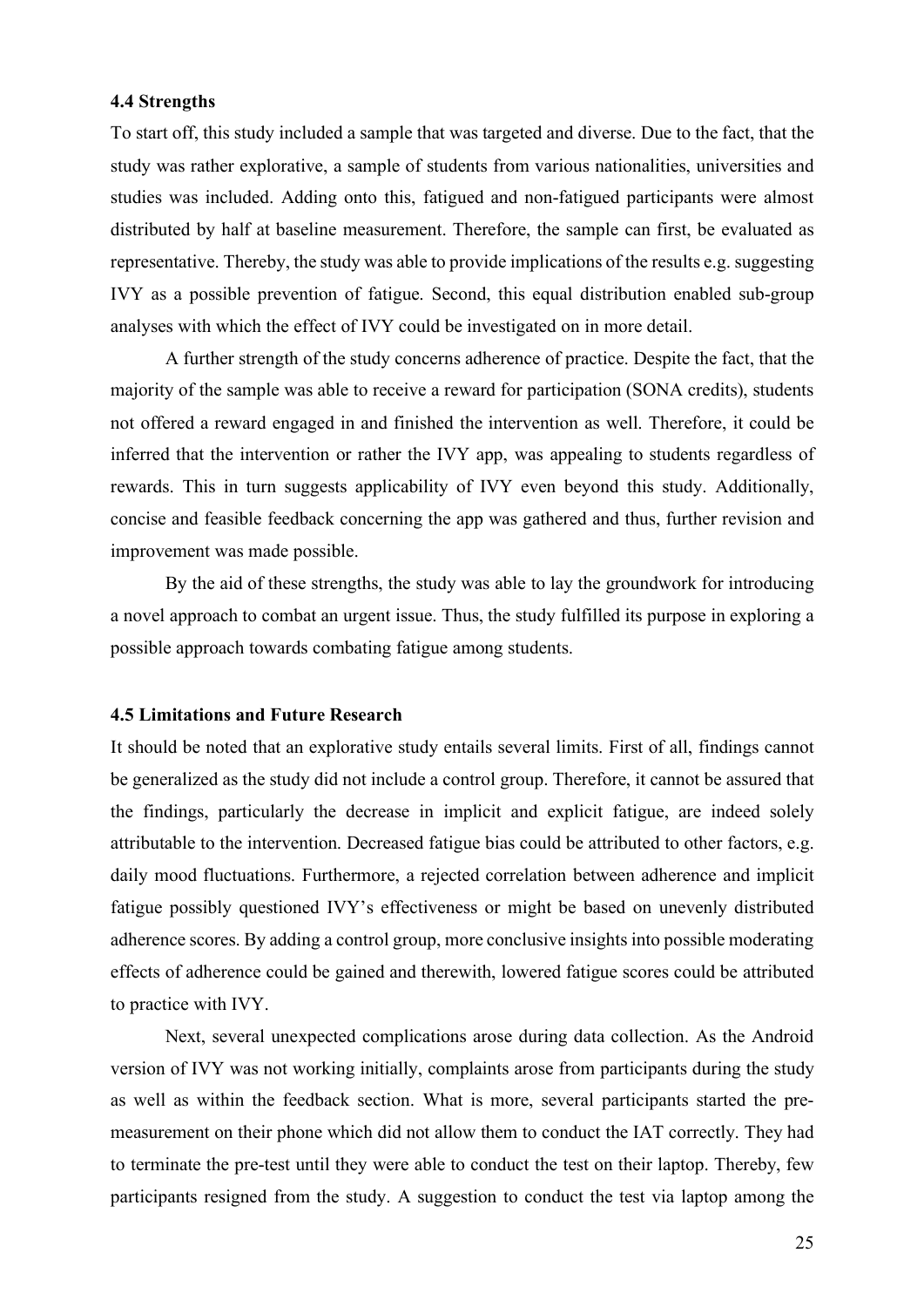### 4.4 Strengths

To start off, this study included a sample that was targeted and diverse. Due to the fact, that the study was rather explorative, a sample of students from various nationalities, universities and studies was included. Adding onto this, fatigued and non-fatigued participants were almost distributed by half at baseline measurement. Therefore, the sample can first, be evaluated as representative. Thereby, the study was able to provide implications of the results e.g. suggesting IVY as a possible prevention of fatigue. Second, this equal distribution enabled sub-group analyses with which the effect of IVY could be investigated on in more detail.

A further strength of the study concerns adherence of practice. Despite the fact, that the majority of the sample was able to receive a reward for participation (SONA credits), students not offered a reward engaged in and finished the intervention as well. Therefore, it could be inferred that the intervention or rather the IVY app, was appealing to students regardless of rewards. This in turn suggests applicability of IVY even beyond this study. Additionally, concise and feasible feedback concerning the app was gathered and thus, further revision and improvement was made possible.

By the aid of these strengths, the study was able to lay the groundwork for introducing a novel approach to combat an urgent issue. Thus, the study fulfilled its purpose in exploring a possible approach towards combating fatigue among students.

### 4.5 Limitations and Future Research

It should be noted that an explorative study entails several limits. First of all, findings cannot be generalized as the study did not include a control group. Therefore, it cannot be assured that the findings, particularly the decrease in implicit and explicit fatigue, are indeed solely attributable to the intervention. Decreased fatigue bias could be attributed to other factors, e.g. daily mood fluctuations. Furthermore, a rejected correlation between adherence and implicit fatigue possibly questioned IVY's effectiveness or might be based on unevenly distributed adherence scores. By adding a control group, more conclusive insights into possible moderating effects of adherence could be gained and therewith, lowered fatigue scores could be attributed to practice with IVY.

Next, several unexpected complications arose during data collection. As the Android version of IVY was not working initially, complaints arose from participants during the study as well as within the feedback section. What is more, several participants started the pre-measurement on their phone which did not allow them to conduct the IAT correctly. They had to terminate the pre-test until they were able to conduct the test on their laptop. Thereby, few participants resigned from the study. A suggestion to conduct the test via laptop among the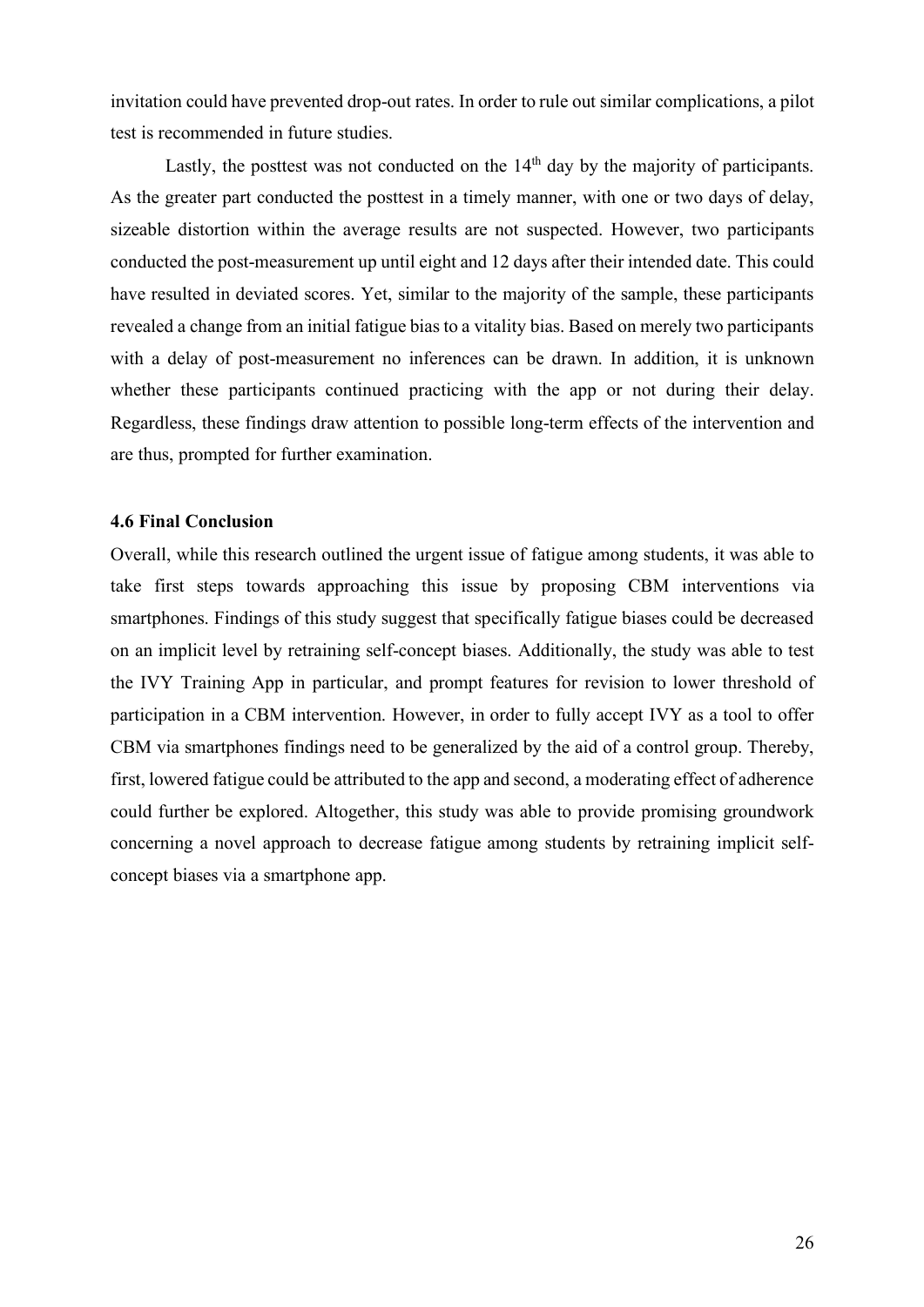invitation could have prevented drop-out rates. In order to rule out similar complications, a pilot test is recommended in future studies.

Lastly, the posttest was not conducted on the 14th day by the majority of participants. As the greater part conducted the posttest in a timely manner, with one or two days of delay, sizeable distortion within the average results are not suspected. However, two participants conducted the post-measurement up until eight and 12 days after their intended date. This could have resulted in deviated scores. Yet, similar to the majority of the sample, these participants revealed a change from an initial fatigue bias to a vitality bias. Based on merely two participants with a delay of post-measurement no inferences can be drawn. In addition, it is unknown whether these participants continued practicing with the app or not during their delay. Regardless, these findings draw attention to possible long-term effects of the intervention and are thus, prompted for further examination.

### 4.6 Final Conclusion

Overall, while this research outlined the urgent issue of fatigue among students, it was able to take first steps towards approaching this issue by proposing CBM interventions via smartphones. Findings of this study suggest that specifically fatigue biases could be decreased on an implicit level by retraining self-concept biases. Additionally, the study was able to test the IVY Training App in particular, and prompt features for revision to lower threshold of participation in a CBM intervention. However, in order to fully accept IVY as a tool to offer CBM via smartphones findings need to be generalized by the aid of a control group. Thereby, first, lowered fatigue could be attributed to the app and second, a moderating effect of adherence could further be explored. Altogether, this study was able to provide promising groundwork concerning a novel approach to decrease fatigue among students by retraining implicit self-concept biases via a smartphone app.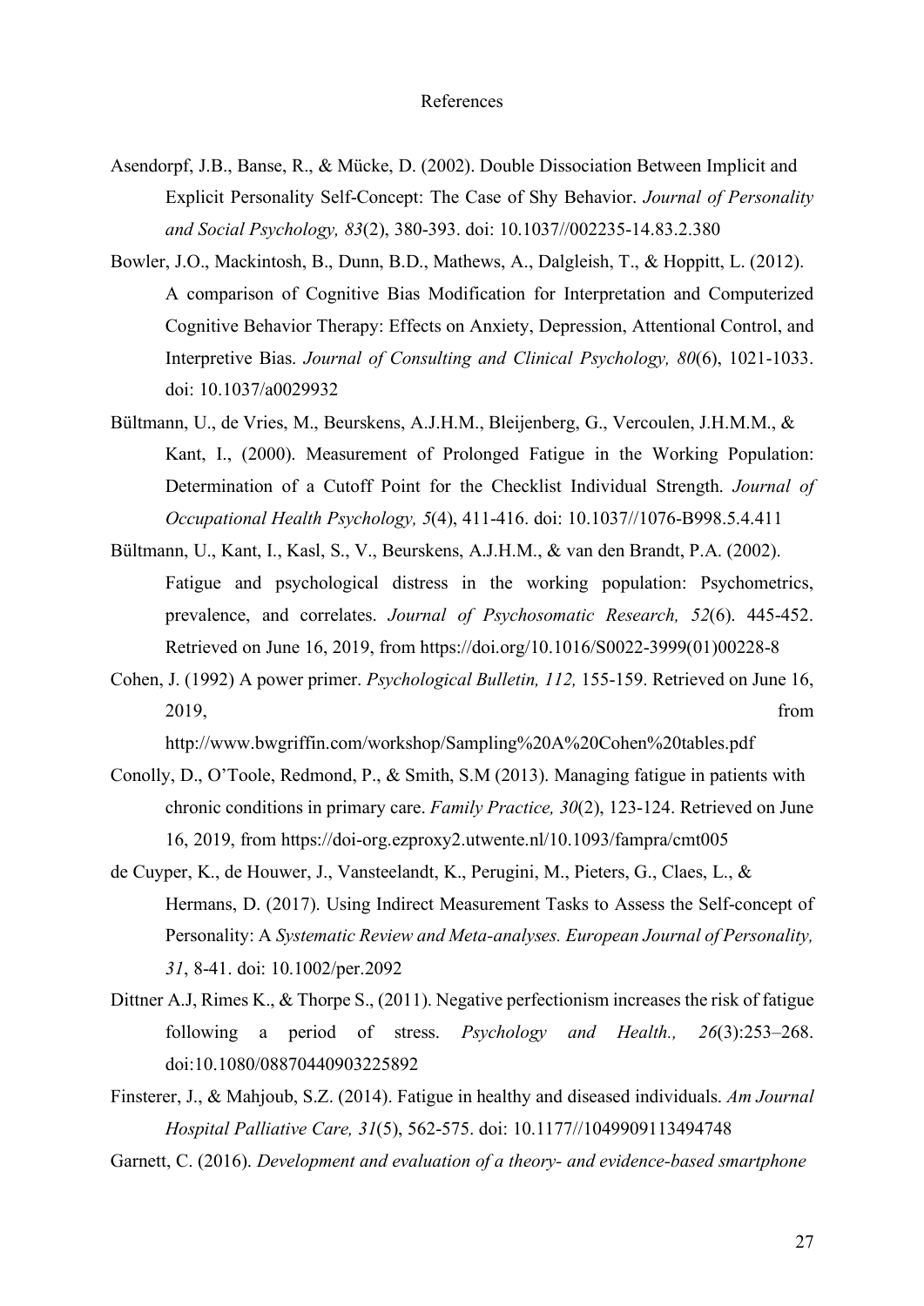# References

Asendorpf, J.B., Banse, R., & Mücke, D. (2002). Double Dissociation Between Implicit and Explicit Personality Self-Concept: The Case of Shy Behavior. *Journal of Personality and Social Psychology, 83*(2), 380-393. doi: 10.1037//002235-14.83.2.380

Bowler, J.O., Mackintosh, B., Dunn, B.D., Mathews, A., Dalgleish, T., & Hoppitt, L. (2012). A comparison of Cognitive Bias Modification for Interpretation and Computerized Cognitive Behavior Therapy: Effects on Anxiety, Depression, Attentional Control, and Interpretive Bias. *Journal of Consulting and Clinical Psychology, 80*(6), 1021-1033. doi: 10.1037/a0029932

Bültmann, U., de Vries, M., Beurskens, A.J.H.M., Bleijenberg, G., Vercoulen, J.H.M.M., & Kant, I., (2000). Measurement of Prolonged Fatigue in the Working Population: Determination of a Cutoff Point for the Checklist Individual Strength. *Journal of Occupational Health Psychology, 5*(4), 411-416. doi: 10.1037//1076-B998.5.4.411

Bültmann, U., Kant, I., Kasl, S., V., Beurskens, A.J.H.M., & van den Brandt, P.A. (2002). Fatigue and psychological distress in the working population: Psychometrics, prevalence, and correlates. *Journal of Psychosomatic Research, 52*(6). 445-452. Retrieved on June 16, 2019, from https://doi.org/10.1016/S0022-3999(01)00228-8

Cohen, J. (1992) A power primer. *Psychological Bulletin, 112,* 155-159. Retrieved on June 16, 2019, from http://www.bwgriffin.com/workshop/Sampling%20A%20Cohen%20tables.pdf

Conolly, D., O'Toole, Redmond, P., & Smith, S.M (2013). Managing fatigue in patients with chronic conditions in primary care. *Family Practice, 30*(2), 123-124. Retrieved on June 16, 2019, from https://doi-org.ezproxy2.utwente.nl/10.1093/fampra/cmt005

de Cuyper, K., de Houwer, J., Vansteelandt, K., Perugini, M., Pieters, G., Claes, L., & Hermans, D. (2017). Using Indirect Measurement Tasks to Assess the Self-concept of Personality: A *Systematic Review and Meta-analyses. European Journal of Personality, 31*, 8-41. doi: 10.1002/per.2092

Dittner A.J, Rimes K., & Thorpe S., (2011). Negative perfectionism increases the risk of fatigue following a period of stress. *Psychology and Health., 26*(3):253–268. doi:10.1080/08870440903225892

Finsterer, J., & Mahjoub, S.Z. (2014). Fatigue in healthy and diseased individuals. *Am Journal Hospital Palliative Care, 31*(5), 562-575. doi: 10.1177//1049909113494748

Garnett, C. (2016). *Development and evaluation of a theory- and evidence-based smartphone*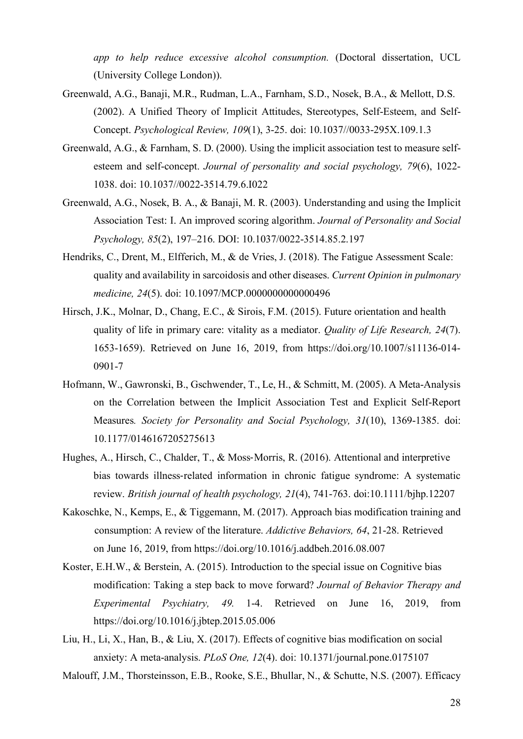*app to help reduce excessive alcohol consumption.* (Doctoral dissertation, UCL (University College London)).

Greenwald, A.G., Banaji, M.R., Rudman, L.A., Farnham, S.D., Nosek, B.A., & Mellott, D.S. (2002). A Unified Theory of Implicit Attitudes, Stereotypes, Self-Esteem, and Self-Concept. *Psychological Review, 109*(1), 3-25. doi: 10.1037//0033-295X.109.1.3

Greenwald, A.G., & Farnham, S. D. (2000). Using the implicit association test to measure self-esteem and self-concept. *Journal of personality and social psychology, 79*(6), 1022-1038. doi: 10.1037//0022-3514.79.6.I022

Greenwald, A.G., Nosek, B. A., & Banaji, M. R. (2003). Understanding and using the Implicit Association Test: I. An improved scoring algorithm. *Journal of Personality and Social Psychology, 85*(2), 197–216. DOI: 10.1037/0022-3514.85.2.197

Hendriks, C., Drent, M., Elfferich, M., & de Vries, J. (2018). The Fatigue Assessment Scale: quality and availability in sarcoidosis and other diseases. *Current Opinion in pulmonary medicine, 24*(5). doi: 10.1097/MCP.0000000000000496

Hirsch, J.K., Molnar, D., Chang, E.C., & Sirois, F.M. (2015). Future orientation and health quality of life in primary care: vitality as a mediator. *Quality of Life Research, 24*(7). 1653-1659). Retrieved on June 16, 2019, from https://doi.org/10.1007/s11136-014-0901-7

Hofmann, W., Gawronski, B., Gschwender, T., Le, H., & Schmitt, M. (2005). A Meta-Analysis on the Correlation between the Implicit Association Test and Explicit Self-Report Measures. *Society for Personality and Social Psychology, 31*(10), 1369-1385. doi: 10.1177/0146167205275613

Hughes, A., Hirsch, C., Chalder, T., & Moss-Morris, R. (2016). Attentional and interpretive bias towards illness-related information in chronic fatigue syndrome: A systematic review. *British journal of health psychology, 21*(4), 741-763. doi:10.1111/bjhp.12207

Kakoschke, N., Kemps, E., & Tiggemann, M. (2017). Approach bias modification training and consumption: A review of the literature. *Addictive Behaviors, 64*, 21-28. Retrieved on June 16, 2019, from https://doi.org/10.1016/j.addbeh.2016.08.007

Koster, E.H.W., & Berstein, A. (2015). Introduction to the special issue on Cognitive bias modification: Taking a step back to move forward? *Journal of Behavior Therapy and Experimental Psychiatry, 49.* 1-4. Retrieved on June 16, 2019, from https://doi.org/10.1016/j.jbtep.2015.05.006

Liu, H., Li, X., Han, B., & Liu, X. (2017). Effects of cognitive bias modification on social anxiety: A meta-analysis. *PLoS One, 12*(4). doi: 10.1371/journal.pone.0175107

Malouff, J.M., Thorsteinsson, E.B., Rooke, S.E., Bhullar, N., & Schutte, N.S. (2007). Efficacy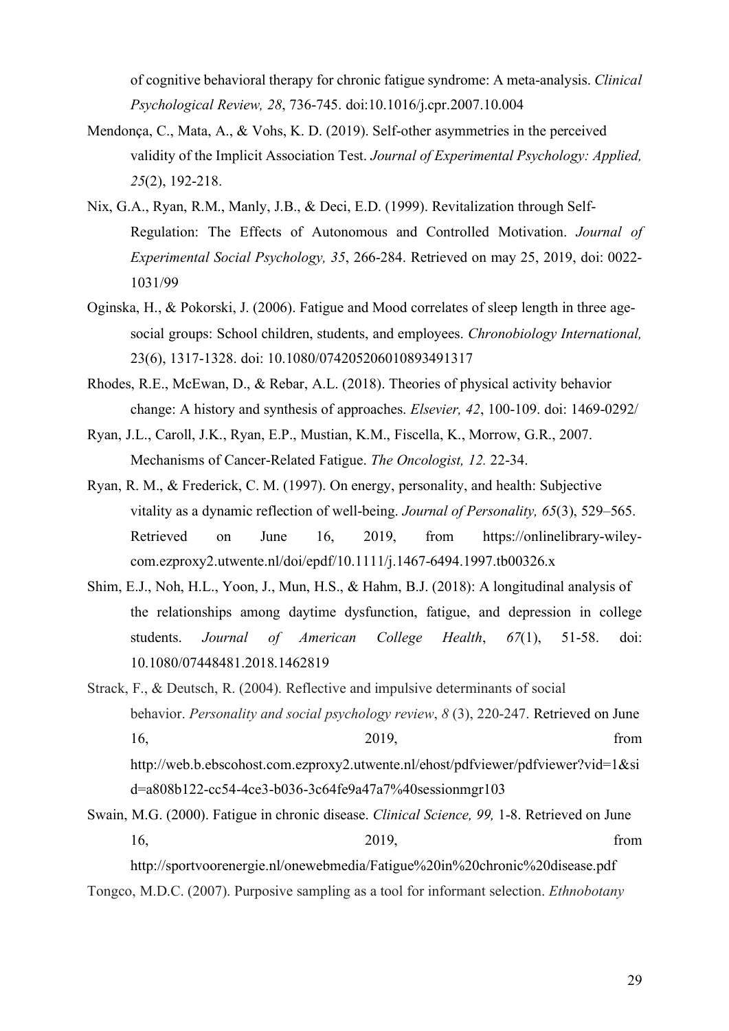of cognitive behavioral therapy for chronic fatigue syndrome: A meta-analysis. *Clinical Psychological Review, 28*, 736-745. doi:10.1016/j.cpr.2007.10.004

Mendonça, C., Mata, A., & Vohs, K. D. (2019). Self-other asymmetries in the perceived validity of the Implicit Association Test. *Journal of Experimental Psychology: Applied, 25*(2), 192-218.

Nix, G.A., Ryan, R.M., Manly, J.B., & Deci, E.D. (1999). Revitalization through Self-Regulation: The Effects of Autonomous and Controlled Motivation. *Journal of Experimental Social Psychology, 35*, 266-284. Retrieved on may 25, 2019, doi: 0022-1031/99

Oginska, H., & Pokorski, J. (2006). Fatigue and Mood correlates of sleep length in three age-social groups: School children, students, and employees. *Chronobiology International,* 23(6), 1317-1328. doi: 10.1080/07420520601089349131​7

Rhodes, R.E., McEwan, D., & Rebar, A.L. (2018). Theories of physical activity behavior change: A history and synthesis of approaches. *Elsevier, 42*, 100-109. doi: 1469-0292/

Ryan, J.L., Caroll, J.K., Ryan, E.P., Mustian, K.M., Fiscella, K., Morrow, G.R., 2007. Mechanisms of Cancer-Related Fatigue. *The Oncologist, 12.* 22-34.

Ryan, R. M., & Frederick, C. M. (1997). On energy, personality, and health: Subjective vitality as a dynamic reflection of well-being. *Journal of Personality, 65*(3), 529–565. Retrieved on June 16, 2019, from https://onlinelibrary-wiley-com.ezproxy2.utwente.nl/doi/epdf/10.1111/j.1467-6494.1997.tb00326.x

Shim, E.J., Noh, H.L., Yoon, J., Mun, H.S., & Hahm, B.J. (2018): A longitudinal analysis of the relationships among daytime dysfunction, fatigue, and depression in college students. *Journal of American College Health*, *67*(1), 51-58. doi: 10.1080/07448481.2018.1462819

Strack, F., & Deutsch, R. (2004). Reflective and impulsive determinants of social behavior. *Personality and social psychology review*, *8* (3), 220-247. Retrieved on June 16, 2019, from http://web.b.ebscohost.com.ezproxy2.utwente.nl/ehost/pdfviewer/pdfviewer?vid=1&sid=a808b122-cc54-4ce3-b036-3c64fe9a47a7%40sessionmgr103

Swain, M.G. (2000). Fatigue in chronic disease. *Clinical Science, 99,* 1-8. Retrieved on June 16, 2019, from http://sportvoorenergie.nl/onewebmedia/Fatigue%20in%20chronic%20disease.pdf

Tongco, M.D.C. (2007). Purposive sampling as a tool for informant selection. *Ethnobotany*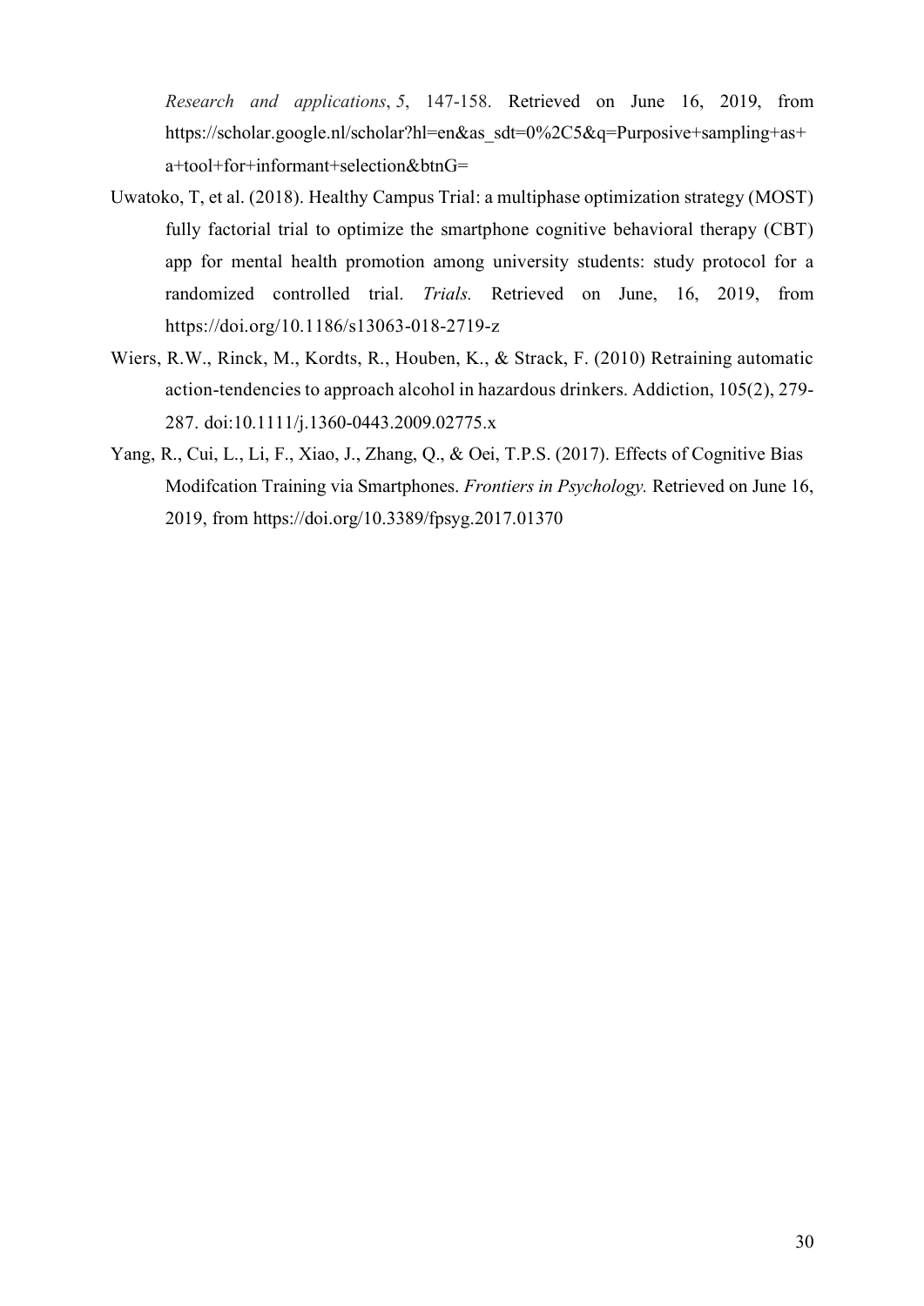*Research and applications*, *5*, 147-158. Retrieved on June 16, 2019, from https://scholar.google.nl/scholar?hl=en&as_sdt=0%2C5&q=Purposive+sampling+as+a+tool+for+informant+selection&btnG=

Uwatoko, T, et al. (2018). Healthy Campus Trial: a multiphase optimization strategy (MOST) fully factorial trial to optimize the smartphone cognitive behavioral therapy (CBT) app for mental health promotion among university students: study protocol for a randomized controlled trial. *Trials.* Retrieved on June, 16, 2019, from https://doi.org/10.1186/s13063-018-2719-z

Wiers, R.W., Rinck, M., Kordts, R., Houben, K., & Strack, F. (2010) Retraining automatic action-tendencies to approach alcohol in hazardous drinkers. Addiction, 105(2), 279-287. doi:10.1111/j.1360-0443.2009.02775.x

Yang, R., Cui, L., Li, F., Xiao, J., Zhang, Q., & Oei, T.P.S. (2017). Effects of Cognitive Bias Modifcation Training via Smartphones. *Frontiers in Psychology.* Retrieved on June 16, 2019, from https://doi.org/10.3389/fpsyg.2017.01370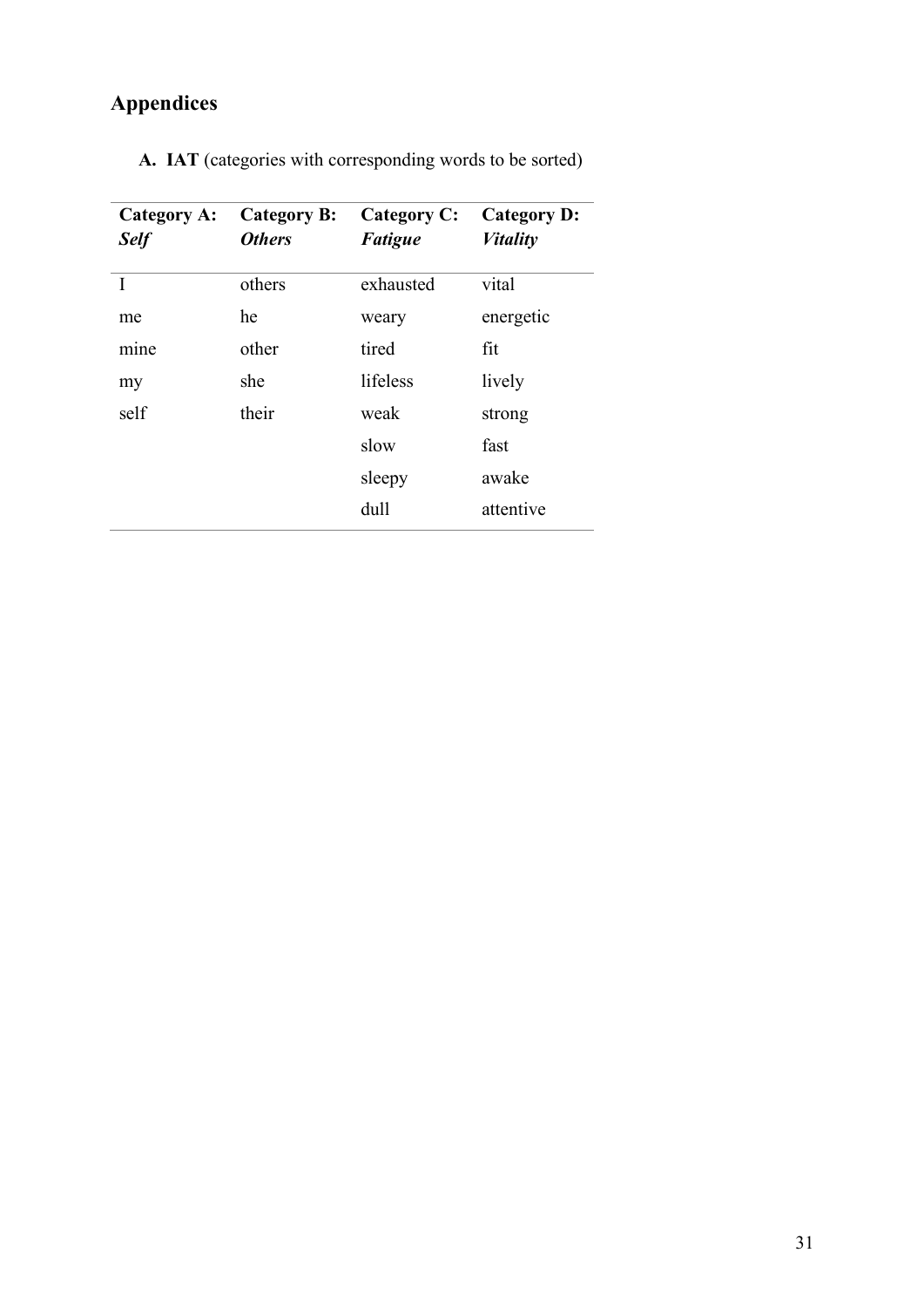# Appendices

**A. IAT** (categories with corresponding words to be sorted)

| **Category A:** ***Self*** | **Category B:** ***Others*** | **Category C:** ***Fatigue*** | **Category D:** ***Vitality*** |
|---|---|---|---|
| I | others | exhausted | vital |
| me | he | weary | energetic |
| mine | other | tired | fit |
| my | she | lifeless | lively |
| self | their | weak | strong |
| | | slow | fast |
| | | sleepy | awake |
| | | dull | attentive |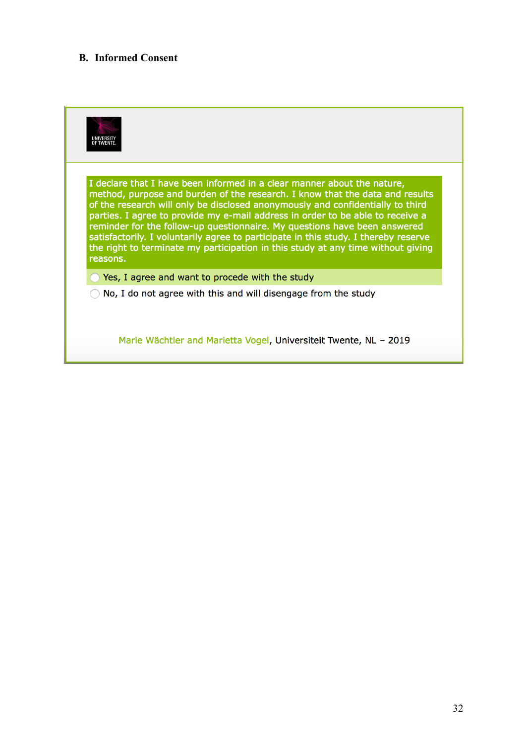## B. Informed Consent

UNIVERSITY OF TWENTE.

I declare that I have been informed in a clear manner about the nature, method, purpose and burden of the research. I know that the data and results of the research will only be disclosed anonymously and confidentially to third parties. I agree to provide my e-mail address in order to be able to receive a reminder for the follow-up questionnaire. My questions have been answered satisfactorily. I voluntarily agree to participate in this study. I thereby reserve the right to terminate my participation in this study at any time without giving reasons.

- Yes, I agree and want to procede with the study
- No, I do not agree with this and will disengage from the study

Marie Wächtler and Marietta Vogel, Universiteit Twente, NL – 2019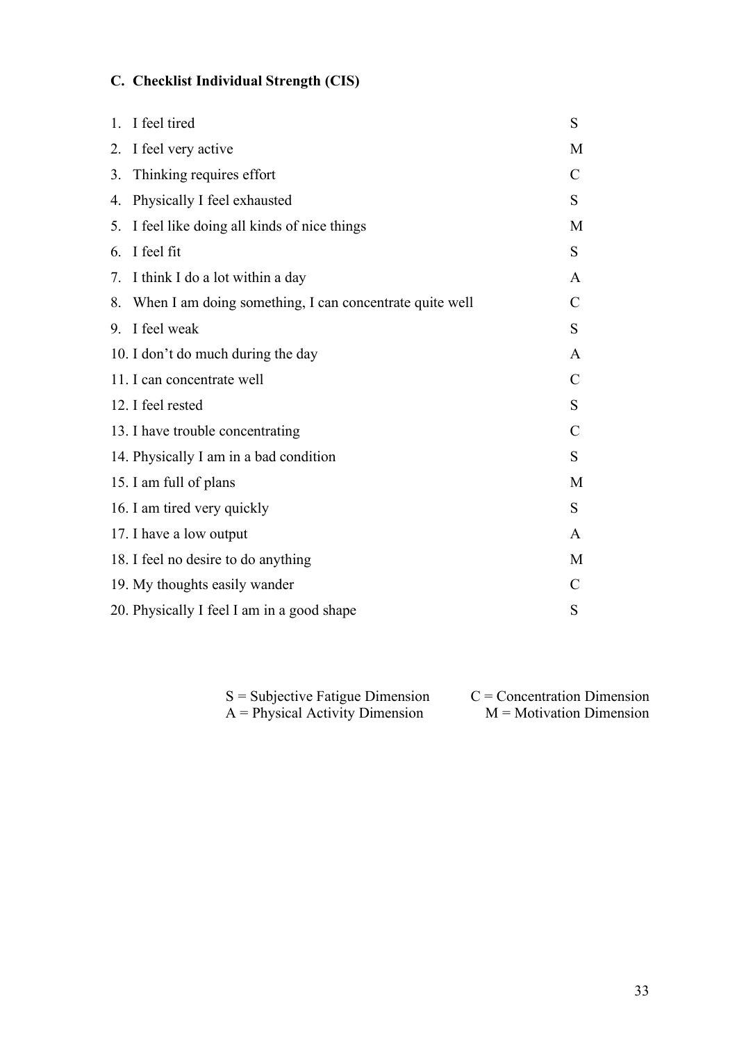### C. Checklist Individual Strength (CIS)

| | |
|---|---|
| 1. I feel tired | S |
| 2. I feel very active | M |
| 3. Thinking requires effort | C |
| 4. Physically I feel exhausted | S |
| 5. I feel like doing all kinds of nice things | M |
| 6. I feel fit | S |
| 7. I think I do a lot within a day | A |
| 8. When I am doing something, I can concentrate quite well | C |
| 9. I feel weak | S |
| 10. I don't do much during the day | A |
| 11. I can concentrate well | C |
| 12. I feel rested | S |
| 13. I have trouble concentrating | C |
| 14. Physically I am in a bad condition | S |
| 15. I am full of plans | M |
| 16. I am tired very quickly | S |
| 17. I have a low output | A |
| 18. I feel no desire to do anything | M |
| 19. My thoughts easily wander | C |
| 20. Physically I feel I am in a good shape | S |

S = Subjective Fatigue Dimension    C = Concentration Dimension
A = Physical Activity Dimension    M = Motivation Dimension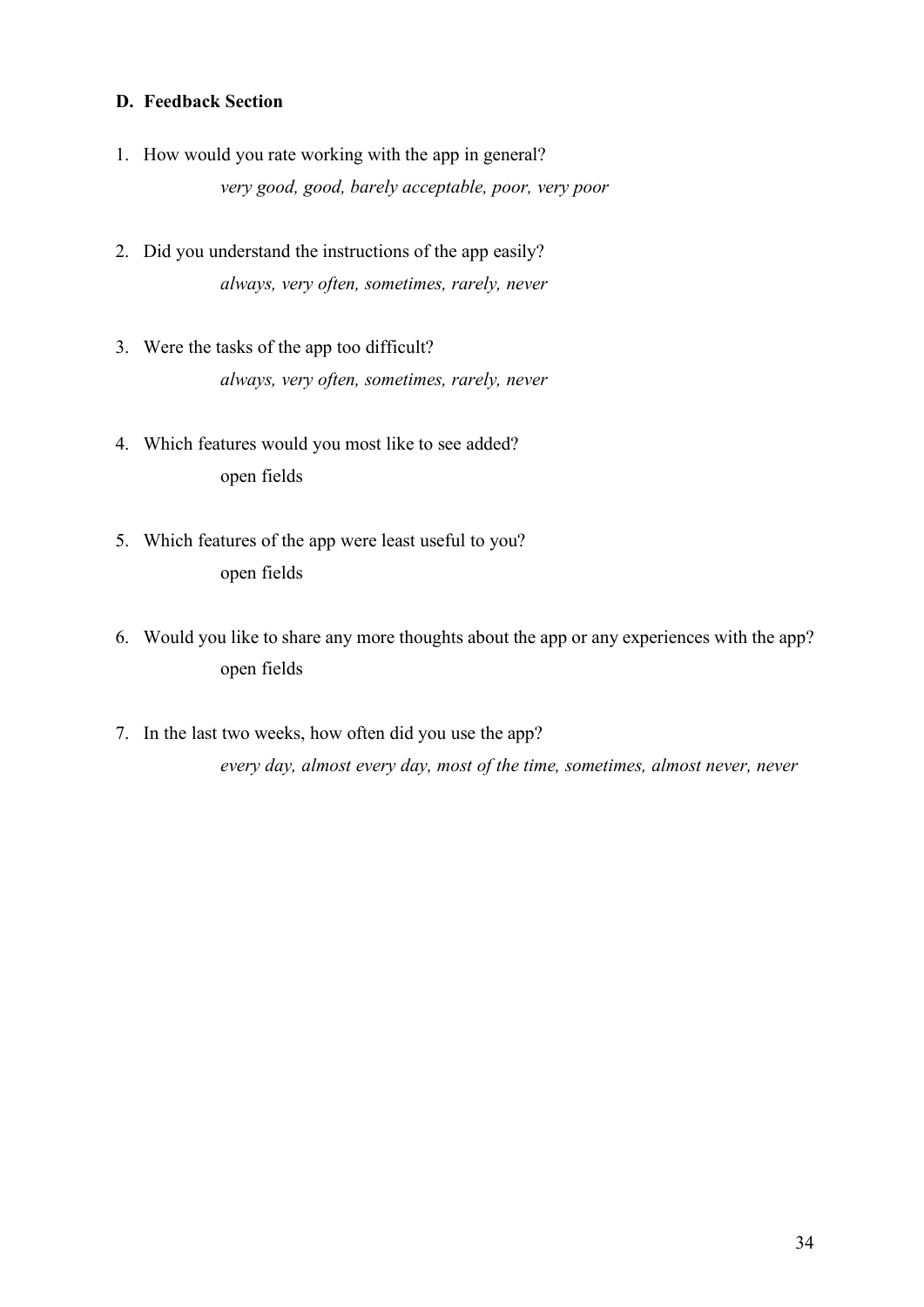**D. Feedback Section**

1. How would you rate working with the app in general?
   *very good, good, barely acceptable, poor, very poor*

2. Did you understand the instructions of the app easily?
   *always, very often, sometimes, rarely, never*

3. Were the tasks of the app too difficult?
   *always, very often, sometimes, rarely, never*

4. Which features would you most like to see added?
   open fields

5. Which features of the app were least useful to you?
   open fields

6. Would you like to share any more thoughts about the app or any experiences with the app?
   open fields

7. In the last two weeks, how often did you use the app?
   *every day, almost every day, most of the time, sometimes, almost never, never*